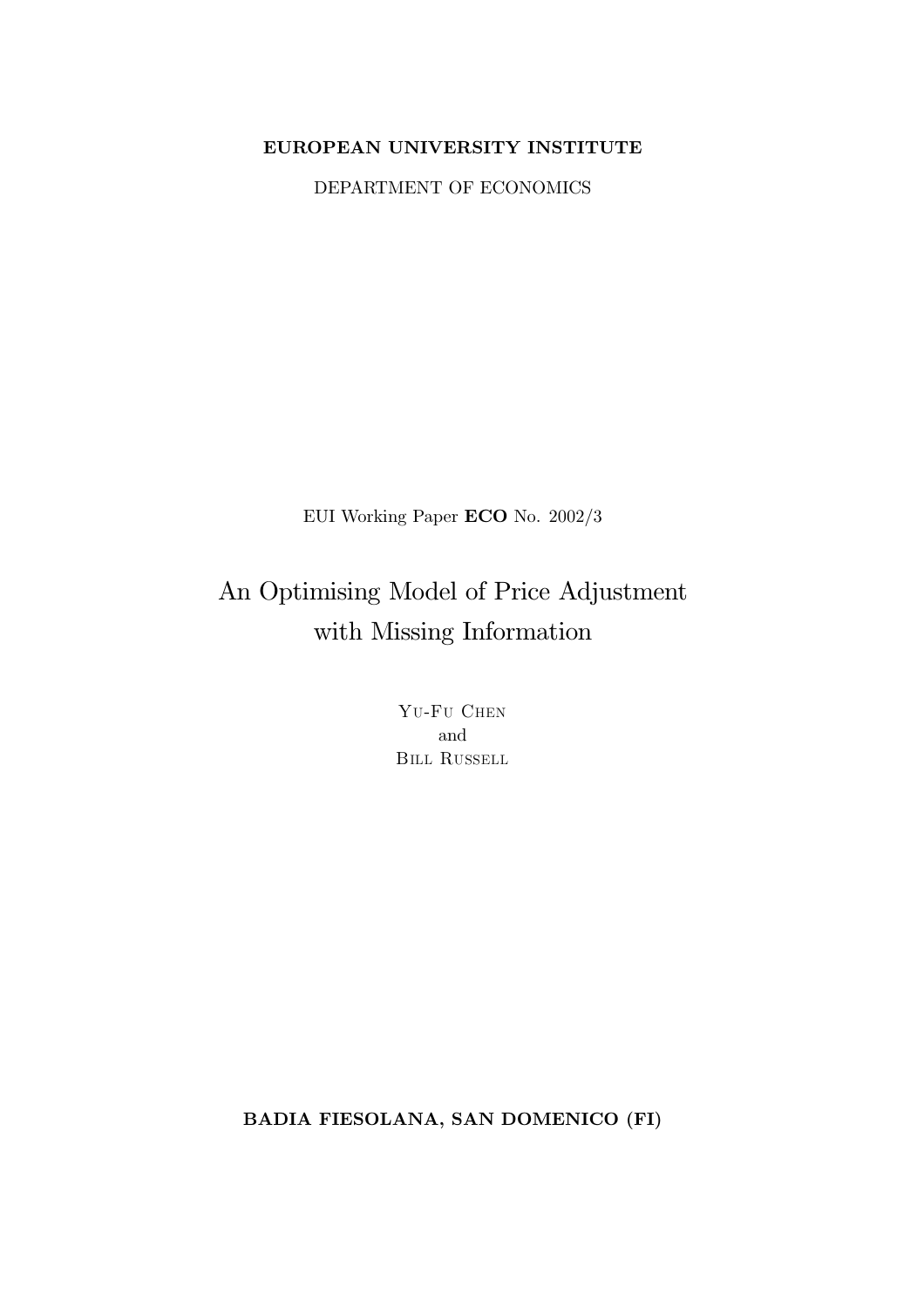**EUROPEAN UNIVERSITY INSTITUTE**

DEPARTMENT OF ECONOMICS

EUI Working Paper **ECO** No. 2002/3

# An Optimising Model of Price Adjustment with Missing Information

Yu-Fu Chen
and
Bill Russell

**BADIA FIESOLANA, SAN DOMENICO (FI)**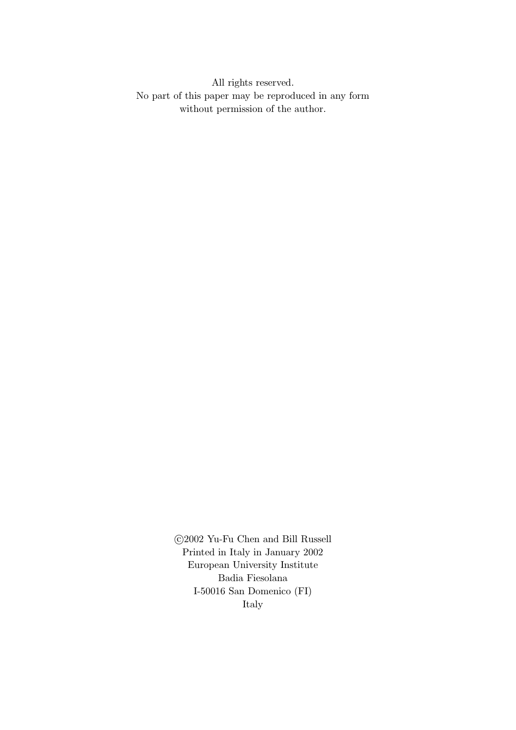All rights reserved.
No part of this paper may be reproduced in any form
without permission of the author.

©2002 Yu-Fu Chen and Bill Russell
Printed in Italy in January 2002
European University Institute
Badia Fiesolana
I-50016 San Domenico (FI)
Italy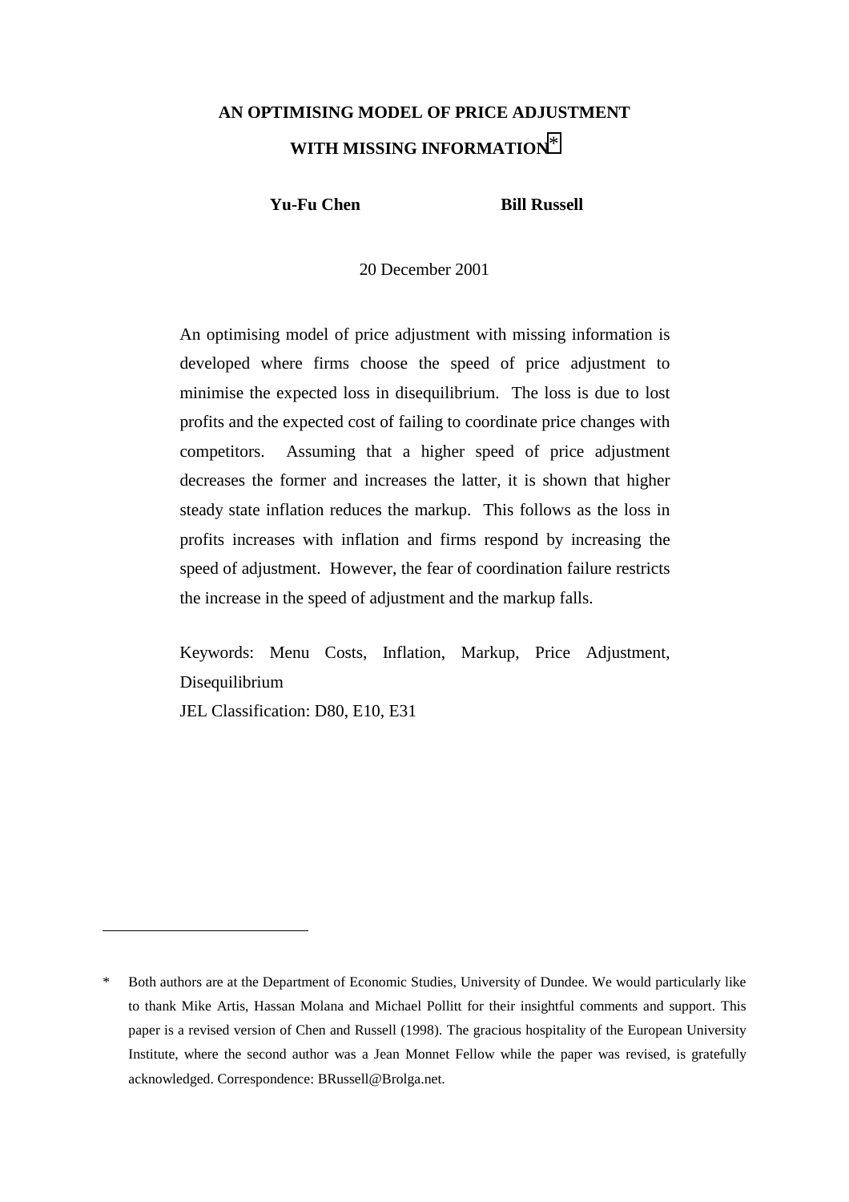# AN OPTIMISING MODEL OF PRICE ADJUSTMENT WITH MISSING INFORMATION*

**Yu-Fu Chen** **Bill Russell**

20 December 2001

An optimising model of price adjustment with missing information is developed where firms choose the speed of price adjustment to minimise the expected loss in disequilibrium. The loss is due to lost profits and the expected cost of failing to coordinate price changes with competitors. Assuming that a higher speed of price adjustment decreases the former and increases the latter, it is shown that higher steady state inflation reduces the markup. This follows as the loss in profits increases with inflation and firms respond by increasing the speed of adjustment. However, the fear of coordination failure restricts the increase in the speed of adjustment and the markup falls.

Keywords: Menu Costs, Inflation, Markup, Price Adjustment, Disequilibrium

JEL Classification: D80, E10, E31

---

\* Both authors are at the Department of Economic Studies, University of Dundee. We would particularly like to thank Mike Artis, Hassan Molana and Michael Pollitt for their insightful comments and support. This paper is a revised version of Chen and Russell (1998). The gracious hospitality of the European University Institute, where the second author was a Jean Monnet Fellow while the paper was revised, is gratefully acknowledged. Correspondence: BRussell@Brolga.net.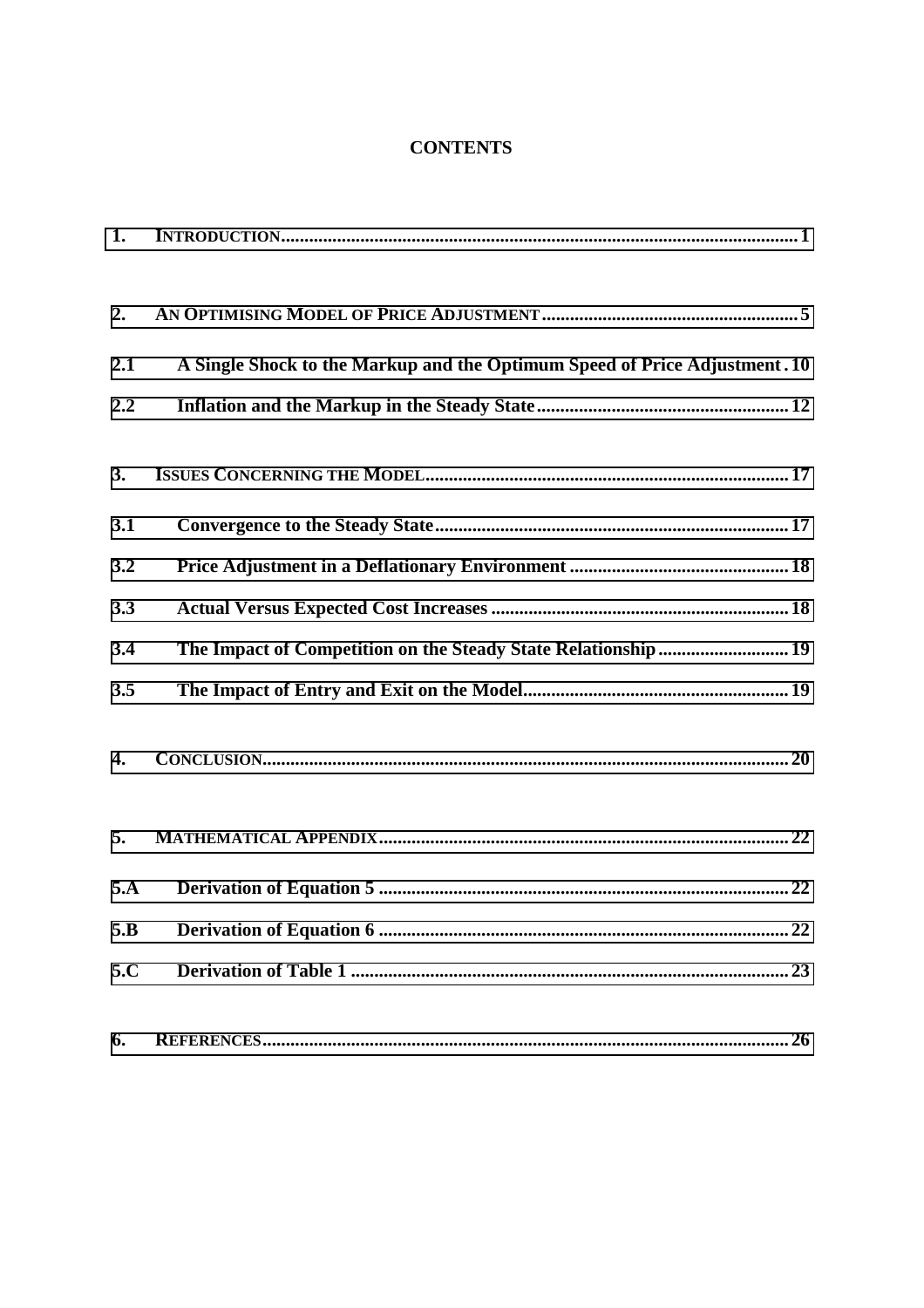# CONTENTS

| | | |
|---|---|---|
| 1. | INTRODUCTION | 1 |
| 2. | AN OPTIMISING MODEL OF PRICE ADJUSTMENT | 5 |
| 2.1 | A Single Shock to the Markup and the Optimum Speed of Price Adjustment | 10 |
| 2.2 | Inflation and the Markup in the Steady State | 12 |
| 3. | ISSUES CONCERNING THE MODEL | 17 |
| 3.1 | Convergence to the Steady State | 17 |
| 3.2 | Price Adjustment in a Deflationary Environment | 18 |
| 3.3 | Actual Versus Expected Cost Increases | 18 |
| 3.4 | The Impact of Competition on the Steady State Relationship | 19 |
| 3.5 | The Impact of Entry and Exit on the Model | 19 |
| 4. | CONCLUSION | 20 |
| 5. | MATHEMATICAL APPENDIX | 22 |
| 5.A | Derivation of Equation 5 | 22 |
| 5.B | Derivation of Equation 6 | 22 |
| 5.C | Derivation of Table 1 | 23 |
| 6. | REFERENCES | 26 |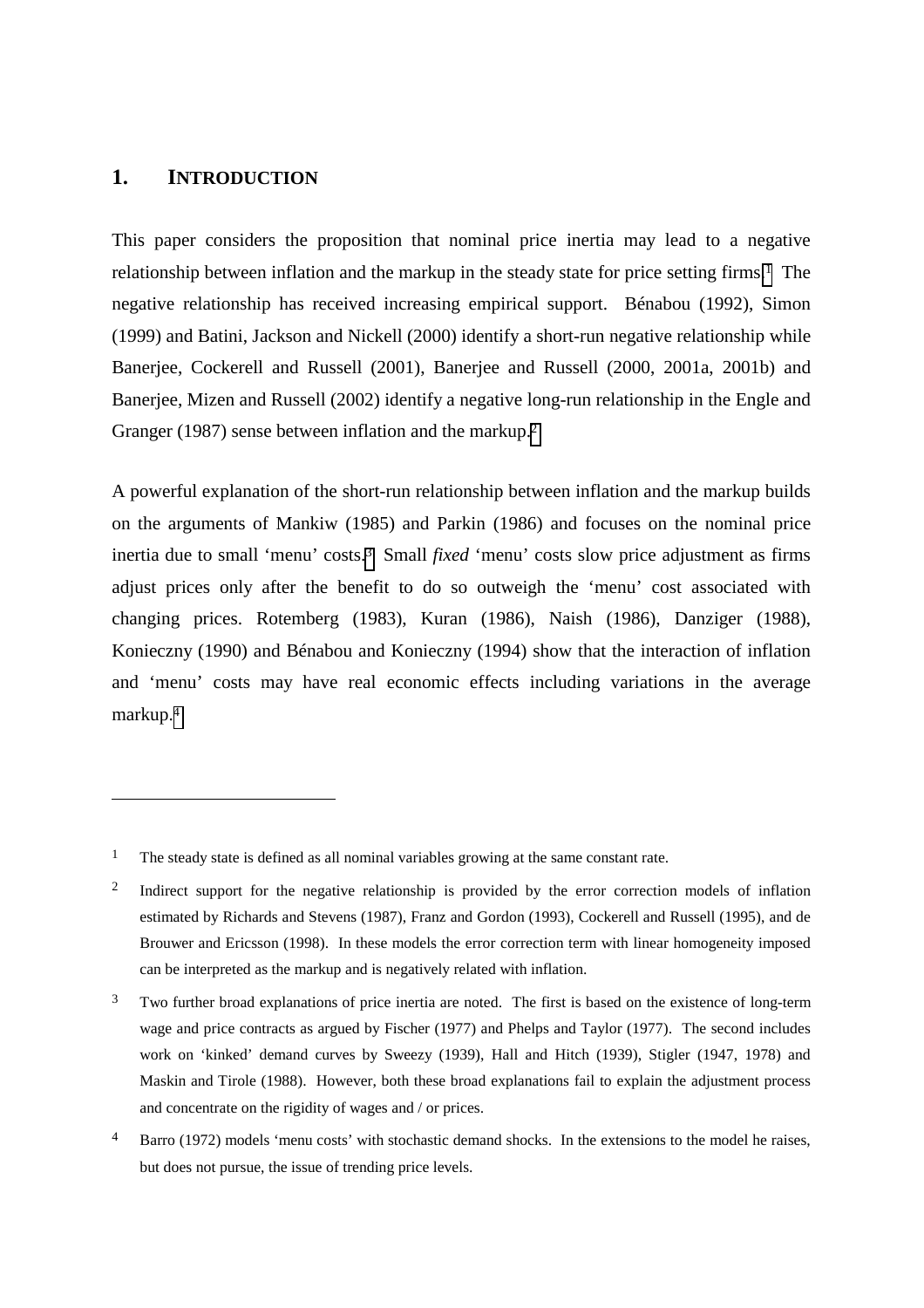## 1. INTRODUCTION

This paper considers the proposition that nominal price inertia may lead to a negative relationship between inflation and the markup in the steady state for price setting firms.[1] The negative relationship has received increasing empirical support. Bénabou (1992), Simon (1999) and Batini, Jackson and Nickell (2000) identify a short-run negative relationship while Banerjee, Cockerell and Russell (2001), Banerjee and Russell (2000, 2001a, 2001b) and Banerjee, Mizen and Russell (2002) identify a negative long-run relationship in the Engle and Granger (1987) sense between inflation and the markup.[2]

A powerful explanation of the short-run relationship between inflation and the markup builds on the arguments of Mankiw (1985) and Parkin (1986) and focuses on the nominal price inertia due to small 'menu' costs.[3] Small *fixed* 'menu' costs slow price adjustment as firms adjust prices only after the benefit to do so outweigh the 'menu' cost associated with changing prices. Rotemberg (1983), Kuran (1986), Naish (1986), Danziger (1988), Konieczny (1990) and Bénabou and Konieczny (1994) show that the interaction of inflation and 'menu' costs may have real economic effects including variations in the average markup.[4]

---

[1] The steady state is defined as all nominal variables growing at the same constant rate.

[2] Indirect support for the negative relationship is provided by the error correction models of inflation estimated by Richards and Stevens (1987), Franz and Gordon (1993), Cockerell and Russell (1995), and de Brouwer and Ericsson (1998). In these models the error correction term with linear homogeneity imposed can be interpreted as the markup and is negatively related with inflation.

[3] Two further broad explanations of price inertia are noted. The first is based on the existence of long-term wage and price contracts as argued by Fischer (1977) and Phelps and Taylor (1977). The second includes work on 'kinked' demand curves by Sweezy (1939), Hall and Hitch (1939), Stigler (1947, 1978) and Maskin and Tirole (1988). However, both these broad explanations fail to explain the adjustment process and concentrate on the rigidity of wages and / or prices.

[4] Barro (1972) models 'menu costs' with stochastic demand shocks. In the extensions to the model he raises, but does not pursue, the issue of trending price levels.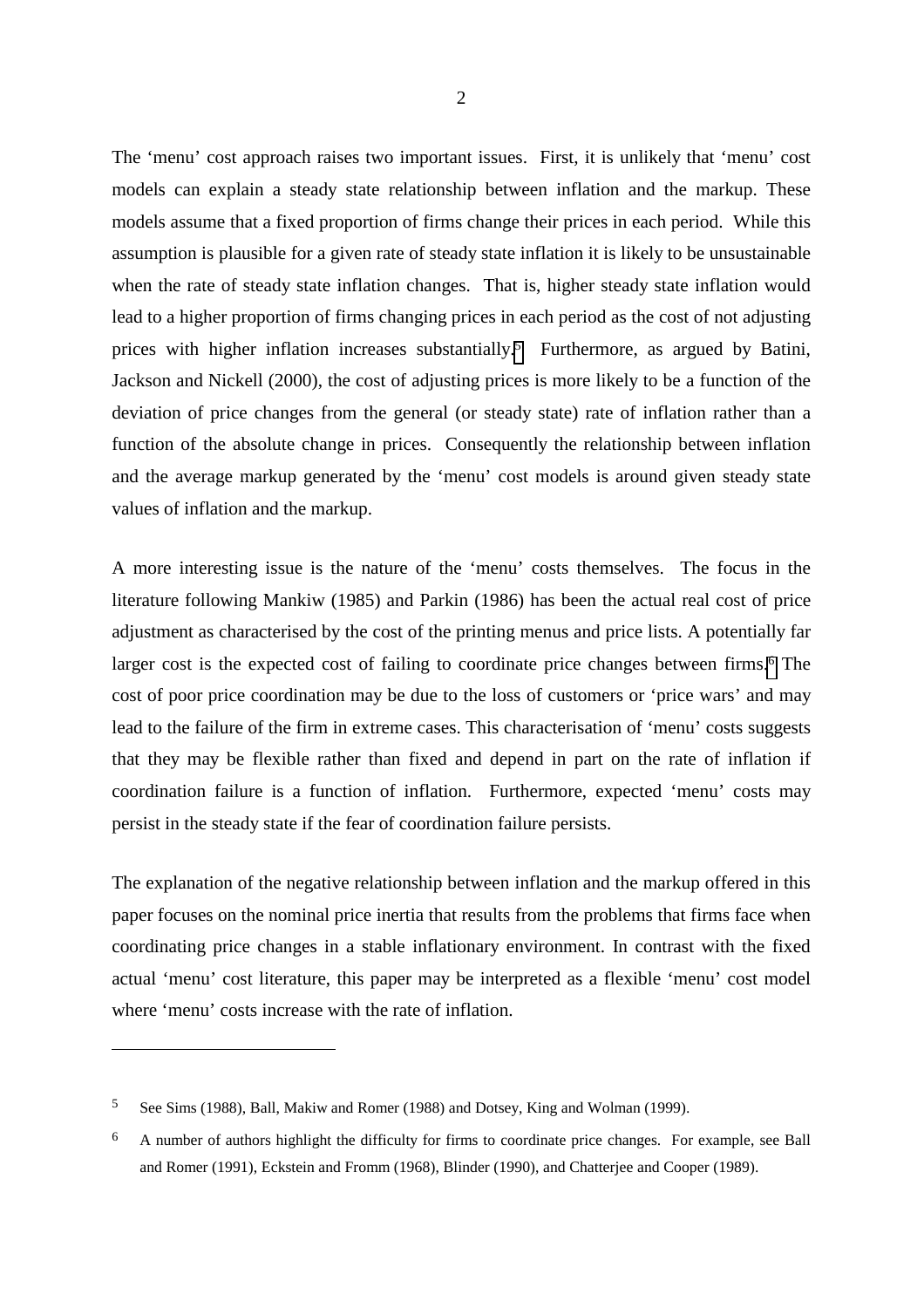The 'menu' cost approach raises two important issues. First, it is unlikely that 'menu' cost models can explain a steady state relationship between inflation and the markup. These models assume that a fixed proportion of firms change their prices in each period. While this assumption is plausible for a given rate of steady state inflation it is likely to be unsustainable when the rate of steady state inflation changes. That is, higher steady state inflation would lead to a higher proportion of firms changing prices in each period as the cost of not adjusting prices with higher inflation increases substantially.[5] Furthermore, as argued by Batini, Jackson and Nickell (2000), the cost of adjusting prices is more likely to be a function of the deviation of price changes from the general (or steady state) rate of inflation rather than a function of the absolute change in prices. Consequently the relationship between inflation and the average markup generated by the 'menu' cost models is around given steady state values of inflation and the markup.

A more interesting issue is the nature of the 'menu' costs themselves. The focus in the literature following Mankiw (1985) and Parkin (1986) has been the actual real cost of price adjustment as characterised by the cost of the printing menus and price lists. A potentially far larger cost is the expected cost of failing to coordinate price changes between firms.[6] The cost of poor price coordination may be due to the loss of customers or 'price wars' and may lead to the failure of the firm in extreme cases. This characterisation of 'menu' costs suggests that they may be flexible rather than fixed and depend in part on the rate of inflation if coordination failure is a function of inflation. Furthermore, expected 'menu' costs may persist in the steady state if the fear of coordination failure persists.

The explanation of the negative relationship between inflation and the markup offered in this paper focuses on the nominal price inertia that results from the problems that firms face when coordinating price changes in a stable inflationary environment. In contrast with the fixed actual 'menu' cost literature, this paper may be interpreted as a flexible 'menu' cost model where 'menu' costs increase with the rate of inflation.

---

[5] See Sims (1988), Ball, Makiw and Romer (1988) and Dotsey, King and Wolman (1999).

[6] A number of authors highlight the difficulty for firms to coordinate price changes. For example, see Ball and Romer (1991), Eckstein and Fromm (1968), Blinder (1990), and Chatterjee and Cooper (1989).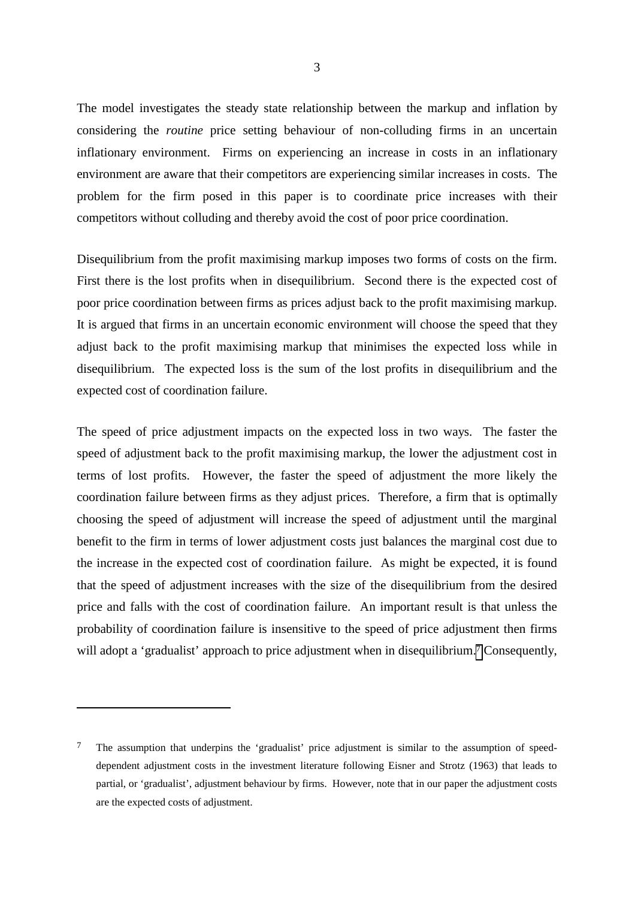The model investigates the steady state relationship between the markup and inflation by considering the *routine* price setting behaviour of non-colluding firms in an uncertain inflationary environment. Firms on experiencing an increase in costs in an inflationary environment are aware that their competitors are experiencing similar increases in costs. The problem for the firm posed in this paper is to coordinate price increases with their competitors without colluding and thereby avoid the cost of poor price coordination.

Disequilibrium from the profit maximising markup imposes two forms of costs on the firm. First there is the lost profits when in disequilibrium. Second there is the expected cost of poor price coordination between firms as prices adjust back to the profit maximising markup. It is argued that firms in an uncertain economic environment will choose the speed that they adjust back to the profit maximising markup that minimises the expected loss while in disequilibrium. The expected loss is the sum of the lost profits in disequilibrium and the expected cost of coordination failure.

The speed of price adjustment impacts on the expected loss in two ways. The faster the speed of adjustment back to the profit maximising markup, the lower the adjustment cost in terms of lost profits. However, the faster the speed of adjustment the more likely the coordination failure between firms as they adjust prices. Therefore, a firm that is optimally choosing the speed of adjustment will increase the speed of adjustment until the marginal benefit to the firm in terms of lower adjustment costs just balances the marginal cost due to the increase in the expected cost of coordination failure. As might be expected, it is found that the speed of adjustment increases with the size of the disequilibrium from the desired price and falls with the cost of coordination failure. An important result is that unless the probability of coordination failure is insensitive to the speed of price adjustment then firms will adopt a 'gradualist' approach to price adjustment when in disequilibrium.[7] Consequently,

---

[7] The assumption that underpins the 'gradualist' price adjustment is similar to the assumption of speed-dependent adjustment costs in the investment literature following Eisner and Strotz (1963) that leads to partial, or 'gradualist', adjustment behaviour by firms. However, note that in our paper the adjustment costs are the expected costs of adjustment.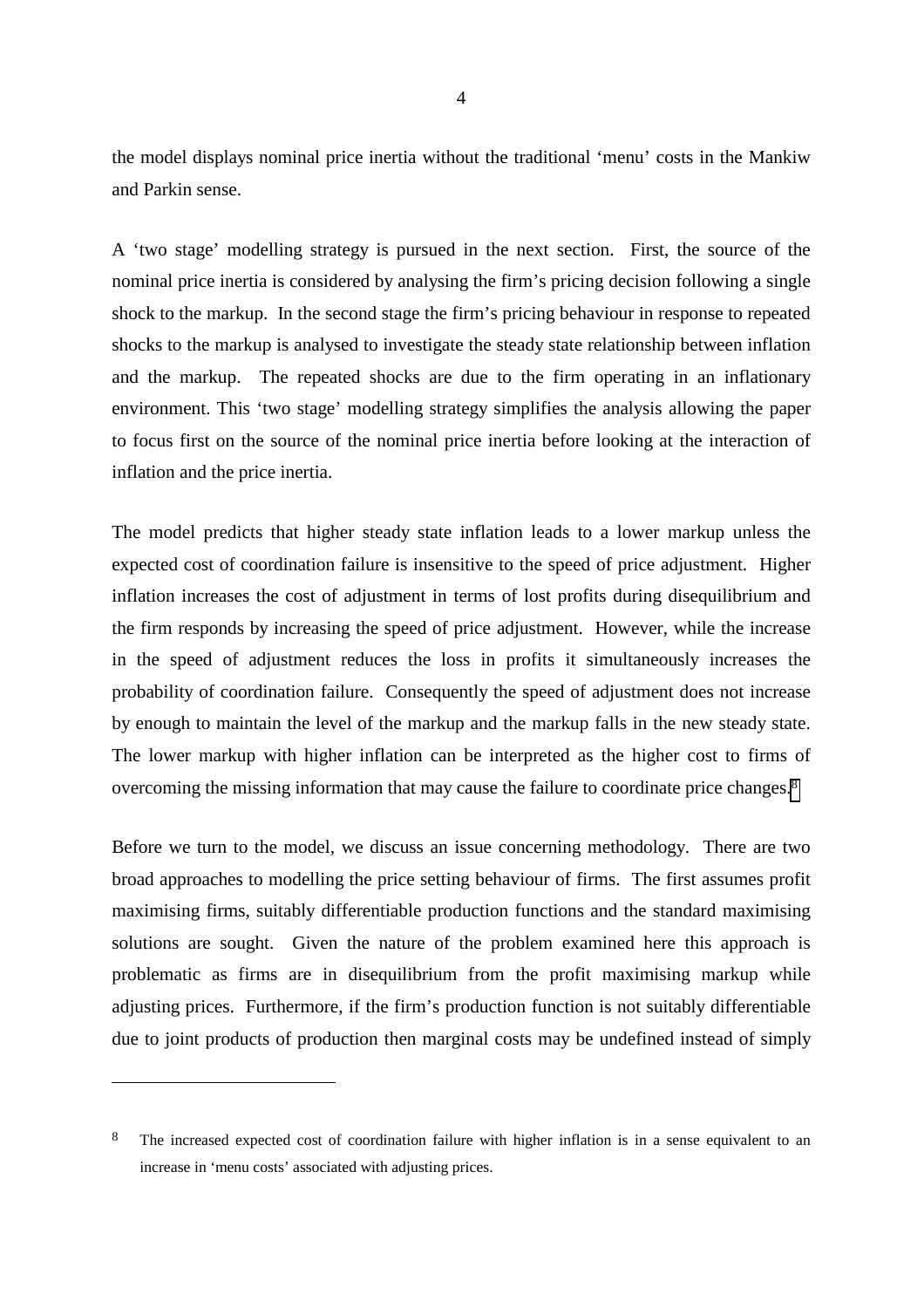the model displays nominal price inertia without the traditional 'menu' costs in the Mankiw and Parkin sense.

A 'two stage' modelling strategy is pursued in the next section. First, the source of the nominal price inertia is considered by analysing the firm's pricing decision following a single shock to the markup. In the second stage the firm's pricing behaviour in response to repeated shocks to the markup is analysed to investigate the steady state relationship between inflation and the markup. The repeated shocks are due to the firm operating in an inflationary environment. This 'two stage' modelling strategy simplifies the analysis allowing the paper to focus first on the source of the nominal price inertia before looking at the interaction of inflation and the price inertia.

The model predicts that higher steady state inflation leads to a lower markup unless the expected cost of coordination failure is insensitive to the speed of price adjustment. Higher inflation increases the cost of adjustment in terms of lost profits during disequilibrium and the firm responds by increasing the speed of price adjustment. However, while the increase in the speed of adjustment reduces the loss in profits it simultaneously increases the probability of coordination failure. Consequently the speed of adjustment does not increase by enough to maintain the level of the markup and the markup falls in the new steady state. The lower markup with higher inflation can be interpreted as the higher cost to firms of overcoming the missing information that may cause the failure to coordinate price changes.[8]

Before we turn to the model, we discuss an issue concerning methodology. There are two broad approaches to modelling the price setting behaviour of firms. The first assumes profit maximising firms, suitably differentiable production functions and the standard maximising solutions are sought. Given the nature of the problem examined here this approach is problematic as firms are in disequilibrium from the profit maximising markup while adjusting prices. Furthermore, if the firm's production function is not suitably differentiable due to joint products of production then marginal costs may be undefined instead of simply

---

[8] The increased expected cost of coordination failure with higher inflation is in a sense equivalent to an increase in 'menu costs' associated with adjusting prices.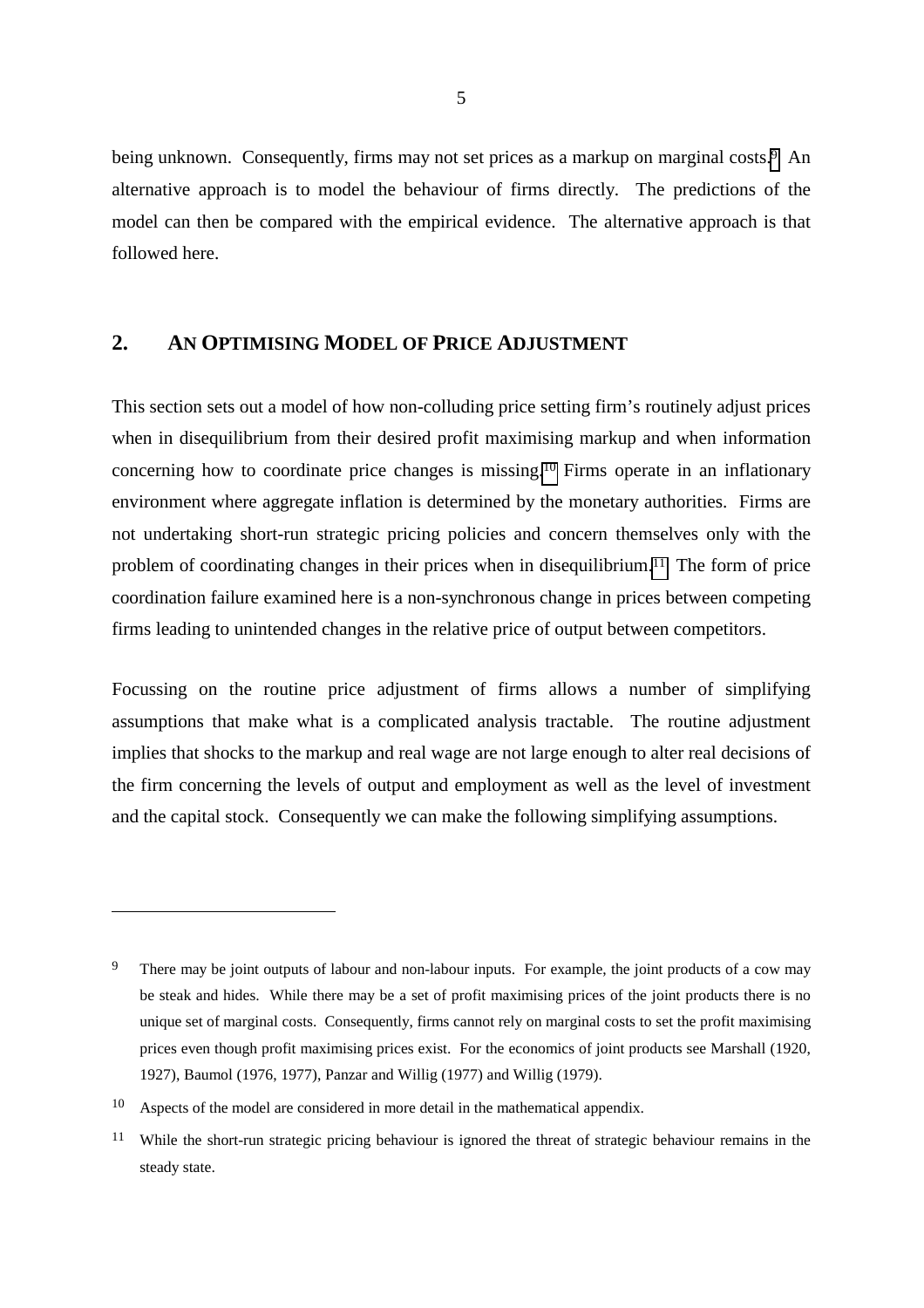being unknown. Consequently, firms may not set prices as a markup on marginal costs.[9] An alternative approach is to model the behaviour of firms directly. The predictions of the model can then be compared with the empirical evidence. The alternative approach is that followed here.

## 2. AN OPTIMISING MODEL OF PRICE ADJUSTMENT

This section sets out a model of how non-colluding price setting firm's routinely adjust prices when in disequilibrium from their desired profit maximising markup and when information concerning how to coordinate price changes is missing.[10] Firms operate in an inflationary environment where aggregate inflation is determined by the monetary authorities. Firms are not undertaking short-run strategic pricing policies and concern themselves only with the problem of coordinating changes in their prices when in disequilibrium.[11] The form of price coordination failure examined here is a non-synchronous change in prices between competing firms leading to unintended changes in the relative price of output between competitors.

Focussing on the routine price adjustment of firms allows a number of simplifying assumptions that make what is a complicated analysis tractable. The routine adjustment implies that shocks to the markup and real wage are not large enough to alter real decisions of the firm concerning the levels of output and employment as well as the level of investment and the capital stock. Consequently we can make the following simplifying assumptions.

---

[9] There may be joint outputs of labour and non-labour inputs. For example, the joint products of a cow may be steak and hides. While there may be a set of profit maximising prices of the joint products there is no unique set of marginal costs. Consequently, firms cannot rely on marginal costs to set the profit maximising prices even though profit maximising prices exist. For the economics of joint products see Marshall (1920, 1927), Baumol (1976, 1977), Panzar and Willig (1977) and Willig (1979).

[10] Aspects of the model are considered in more detail in the mathematical appendix.

[11] While the short-run strategic pricing behaviour is ignored the threat of strategic behaviour remains in the steady state.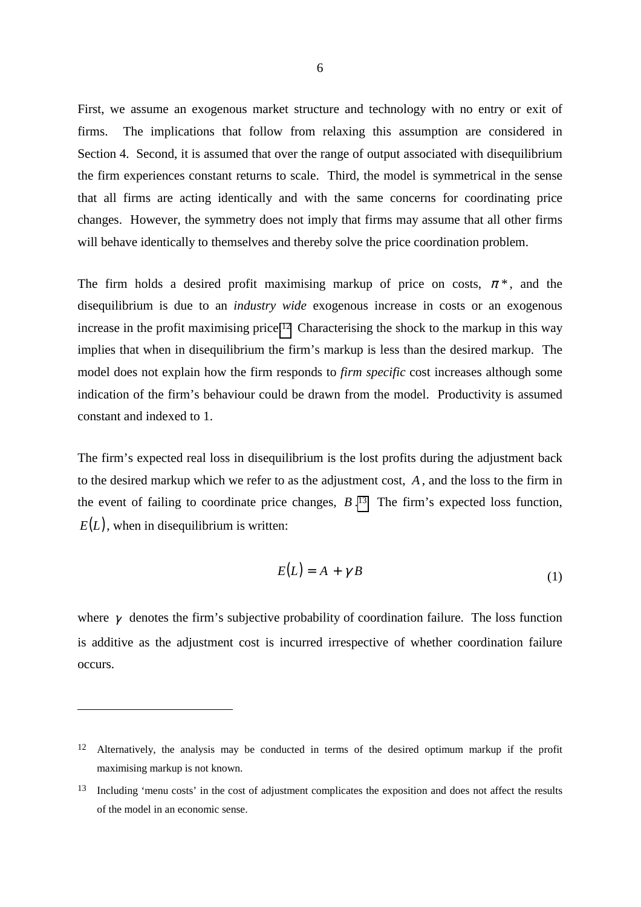First, we assume an exogenous market structure and technology with no entry or exit of firms. The implications that follow from relaxing this assumption are considered in Section 4. Second, it is assumed that over the range of output associated with disequilibrium the firm experiences constant returns to scale. Third, the model is symmetrical in the sense that all firms are acting identically and with the same concerns for coordinating price changes. However, the symmetry does not imply that firms may assume that all other firms will behave identically to themselves and thereby solve the price coordination problem.

The firm holds a desired profit maximising markup of price on costs, $\pi^*$, and the disequilibrium is due to an *industry wide* exogenous increase in costs or an exogenous increase in the profit maximising price.[12] Characterising the shock to the markup in this way implies that when in disequilibrium the firm's markup is less than the desired markup. The model does not explain how the firm responds to *firm specific* cost increases although some indication of the firm's behaviour could be drawn from the model. Productivity is assumed constant and indexed to 1.

The firm's expected real loss in disequilibrium is the lost profits during the adjustment back to the desired markup which we refer to as the adjustment cost, $A$, and the loss to the firm in the event of failing to coordinate price changes, $B$.[13] The firm's expected loss function, $E(L)$, when in disequilibrium is written:

$$E(L) = A + \gamma B \tag{1}$$

where $\gamma$ denotes the firm's subjective probability of coordination failure. The loss function is additive as the adjustment cost is incurred irrespective of whether coordination failure occurs.

---

[12] Alternatively, the analysis may be conducted in terms of the desired optimum markup if the profit maximising markup is not known.

[13] Including 'menu costs' in the cost of adjustment complicates the exposition and does not affect the results of the model in an economic sense.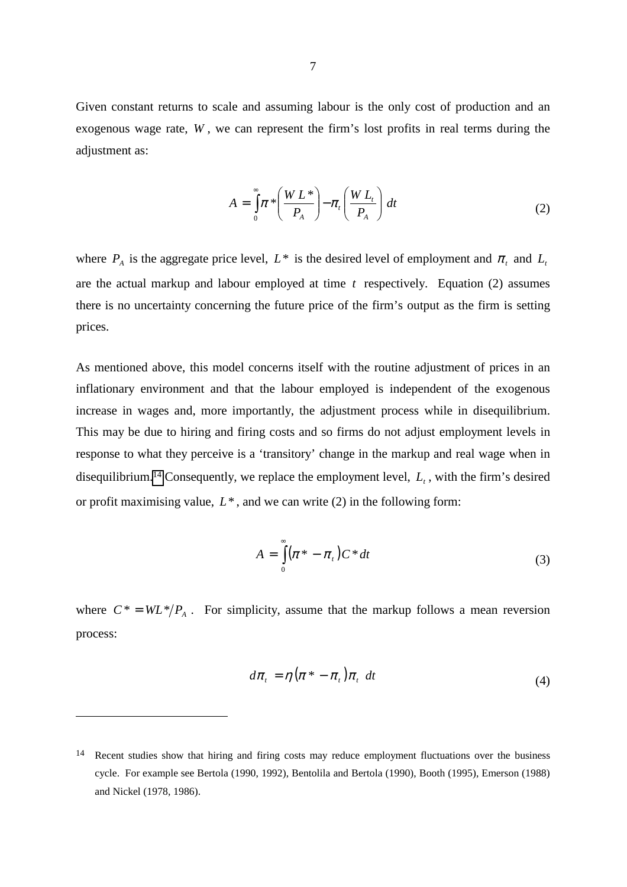Given constant returns to scale and assuming labour is the only cost of production and an exogenous wage rate, $W$, we can represent the firm's lost profits in real terms during the adjustment as:

$$A = \int_0^\infty \pi^* \left( \frac{W\,L^*}{P_A} \right) - \pi_t \left( \frac{W\,L_t}{P_A} \right) dt \tag{2}$$

where $P_A$ is the aggregate price level, $L^*$ is the desired level of employment and $\pi_t$ and $L_t$ are the actual markup and labour employed at time $t$ respectively. Equation (2) assumes there is no uncertainty concerning the future price of the firm's output as the firm is setting prices.

As mentioned above, this model concerns itself with the routine adjustment of prices in an inflationary environment and that the labour employed is independent of the exogenous increase in wages and, more importantly, the adjustment process while in disequilibrium. This may be due to hiring and firing costs and so firms do not adjust employment levels in response to what they perceive is a 'transitory' change in the markup and real wage when in disequilibrium.[14] Consequently, we replace the employment level, $L_t$, with the firm's desired or profit maximising value, $L^*$, and we can write (2) in the following form:

$$A = \int_0^\infty (\pi^* - \pi_t) C^* dt \tag{3}$$

where $C^* = WL^*/P_A$. For simplicity, assume that the markup follows a mean reversion process:

$$d\pi_t = \eta(\pi^* - \pi_t)\pi_t \; dt \tag{4}$$

---

[14] Recent studies show that hiring and firing costs may reduce employment fluctuations over the business cycle. For example see Bertola (1990, 1992), Bentolila and Bertola (1990), Booth (1995), Emerson (1988) and Nickel (1978, 1986).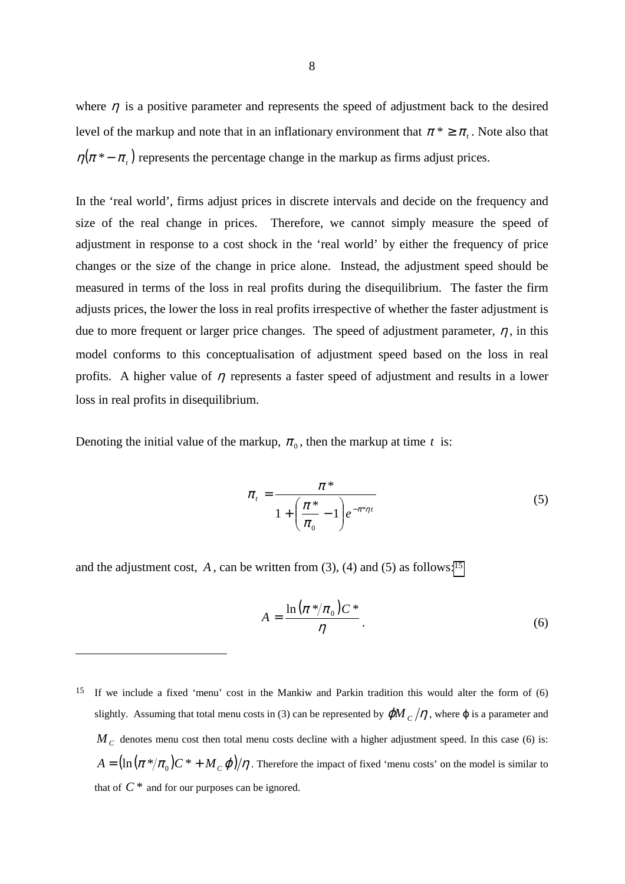where $\eta$ is a positive parameter and represents the speed of adjustment back to the desired level of the markup and note that in an inflationary environment that $\pi^* \geq \pi_t$. Note also that $\eta(\pi^* - \pi_t)$ represents the percentage change in the markup as firms adjust prices.

In the 'real world', firms adjust prices in discrete intervals and decide on the frequency and size of the real change in prices. Therefore, we cannot simply measure the speed of adjustment in response to a cost shock in the 'real world' by either the frequency of price changes or the size of the change in price alone. Instead, the adjustment speed should be measured in terms of the loss in real profits during the disequilibrium. The faster the firm adjusts prices, the lower the loss in real profits irrespective of whether the faster adjustment is due to more frequent or larger price changes. The speed of adjustment parameter, $\eta$, in this model conforms to this conceptualisation of adjustment speed based on the loss in real profits. A higher value of $\eta$ represents a faster speed of adjustment and results in a lower loss in real profits in disequilibrium.

Denoting the initial value of the markup, $\pi_0$, then the markup at time $t$ is:

$$\pi_t = \frac{\pi^*}{1 + \left(\frac{\pi^*}{\pi_0} - 1\right) e^{-\pi^* \eta t}} \tag{5}$$

and the adjustment cost, $A$, can be written from (3), (4) and (5) as follows:[15]

$$A = \frac{\ln\left(\pi^*/\pi_0\right) C^*}{\eta}. \tag{6}$$

---

[15] If we include a fixed 'menu' cost in the Mankiw and Parkin tradition this would alter the form of (6) slightly. Assuming that total menu costs in (3) can be represented by $\varphi M_C / \eta$, where $\varphi$ is a parameter and $M_C$ denotes menu cost then total menu costs decline with a higher adjustment speed. In this case (6) is: $A = \left(\ln\left(\pi^*/\pi_0\right) C^* + M_C \varphi\right)/\eta$. Therefore the impact of fixed 'menu costs' on the model is similar to that of $C^*$ and for our purposes can be ignored.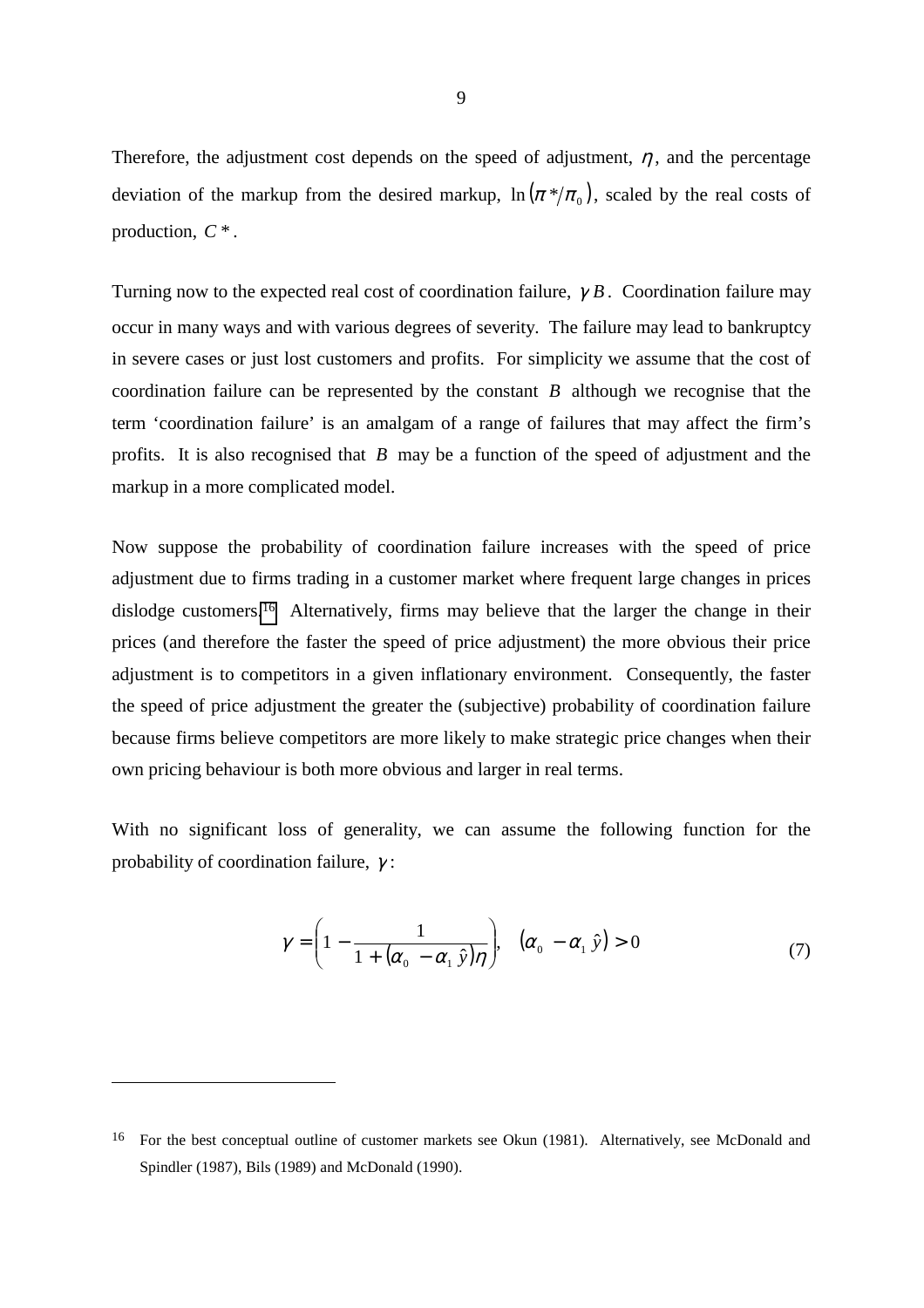Therefore, the adjustment cost depends on the speed of adjustment, $\eta$, and the percentage deviation of the markup from the desired markup, $\ln\left(\pi^*/\pi_0\right)$, scaled by the real costs of production, $C^*$.

Turning now to the expected real cost of coordination failure, $\gamma B$. Coordination failure may occur in many ways and with various degrees of severity. The failure may lead to bankruptcy in severe cases or just lost customers and profits. For simplicity we assume that the cost of coordination failure can be represented by the constant $B$ although we recognise that the term 'coordination failure' is an amalgam of a range of failures that may affect the firm's profits. It is also recognised that $B$ may be a function of the speed of adjustment and the markup in a more complicated model.

Now suppose the probability of coordination failure increases with the speed of price adjustment due to firms trading in a customer market where frequent large changes in prices dislodge customers.[16] Alternatively, firms may believe that the larger the change in their prices (and therefore the faster the speed of price adjustment) the more obvious their price adjustment is to competitors in a given inflationary environment. Consequently, the faster the speed of price adjustment the greater the (subjective) probability of coordination failure because firms believe competitors are more likely to make strategic price changes when their own pricing behaviour is both more obvious and larger in real terms.

With no significant loss of generality, we can assume the following function for the probability of coordination failure, $\gamma$:

$$\gamma = \left(1 - \frac{1}{1 + \left(\alpha_0 - \alpha_1\,\hat{y}\right)\eta}\right), \quad \left(\alpha_0 - \alpha_1\,\hat{y}\right) > 0 \tag{7}$$

---

[16] For the best conceptual outline of customer markets see Okun (1981). Alternatively, see McDonald and Spindler (1987), Bils (1989) and McDonald (1990).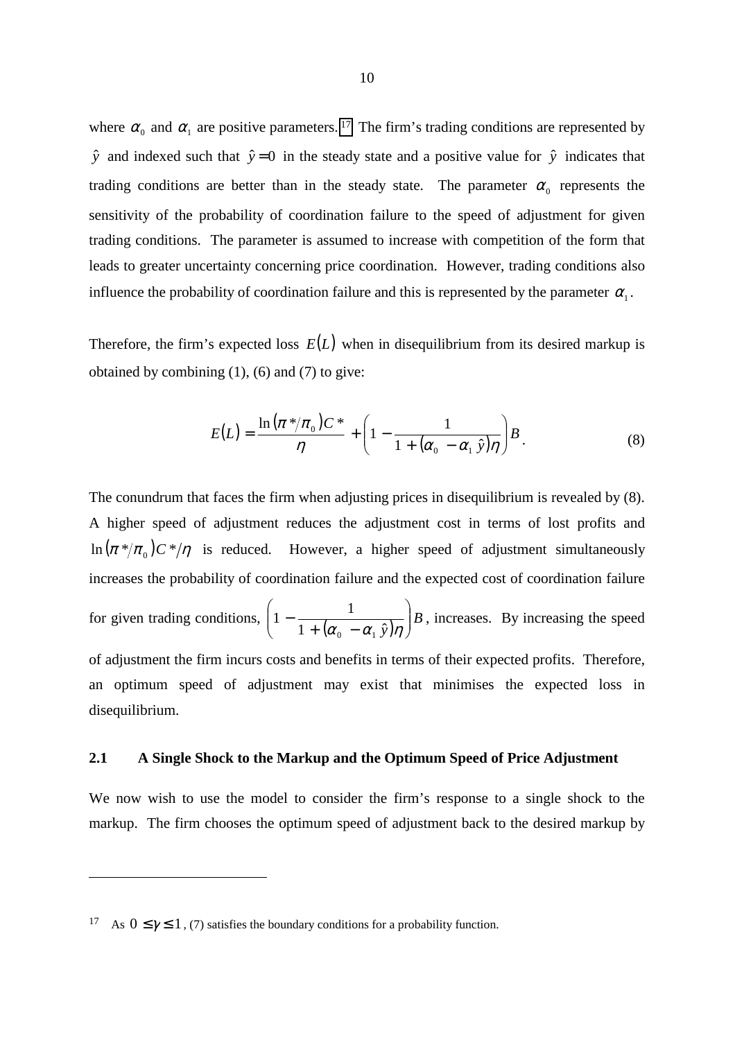where $\alpha_0$ and $\alpha_1$ are positive parameters.[17] The firm's trading conditions are represented by $\hat{y}$ and indexed such that $\hat{y} = 0$ in the steady state and a positive value for $\hat{y}$ indicates that trading conditions are better than in the steady state. The parameter $\alpha_0$ represents the sensitivity of the probability of coordination failure to the speed of adjustment for given trading conditions. The parameter is assumed to increase with competition of the form that leads to greater uncertainty concerning price coordination. However, trading conditions also influence the probability of coordination failure and this is represented by the parameter $\alpha_1$.

Therefore, the firm's expected loss $E(L)$ when in disequilibrium from its desired markup is obtained by combining (1), (6) and (7) to give:

$$E(L) = \frac{\ln(\pi^*/\pi_0)C^*}{\eta} + \left(1 - \frac{1}{1 + (\alpha_0 - \alpha_1 \hat{y})\eta}\right)B. \tag{8}$$

The conundrum that faces the firm when adjusting prices in disequilibrium is revealed by (8). A higher speed of adjustment reduces the adjustment cost in terms of lost profits and $\ln(\pi^*/\pi_0)C^*/\eta$ is reduced. However, a higher speed of adjustment simultaneously increases the probability of coordination failure and the expected cost of coordination failure for given trading conditions, $\left(1 - \frac{1}{1 + (\alpha_0 - \alpha_1 \hat{y})\eta}\right)B$, increases. By increasing the speed of adjustment the firm incurs costs and benefits in terms of their expected profits. Therefore, an optimum speed of adjustment may exist that minimises the expected loss in disequilibrium.

### 2.1 A Single Shock to the Markup and the Optimum Speed of Price Adjustment

We now wish to use the model to consider the firm's response to a single shock to the markup. The firm chooses the optimum speed of adjustment back to the desired markup by

---

[17] As $0 \leq \gamma \leq 1$, (7) satisfies the boundary conditions for a probability function.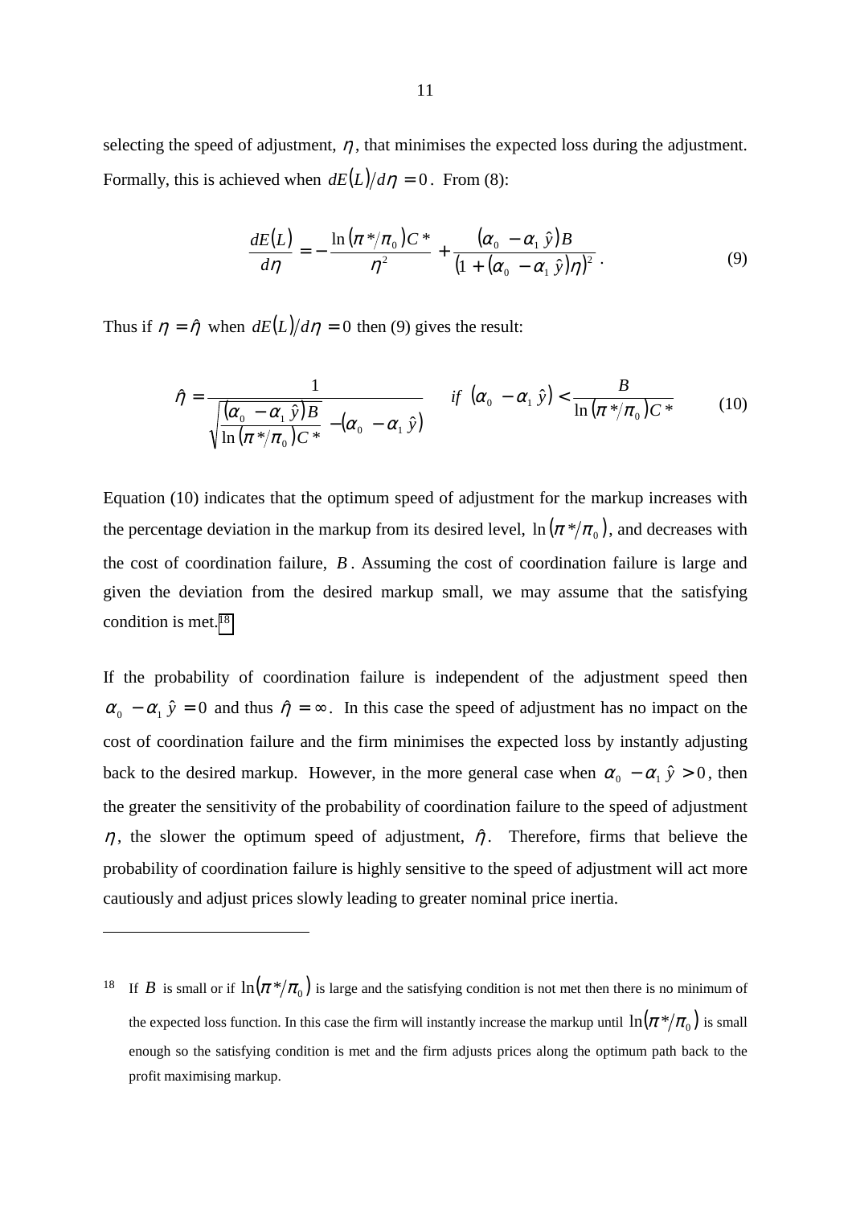selecting the speed of adjustment, $\eta$, that minimises the expected loss during the adjustment. Formally, this is achieved when $dE(L)/d\eta = 0$. From (8):

$$\frac{dE(L)}{d\eta} = -\frac{\ln(\pi^*/\pi_0)C^*}{\eta^2} + \frac{(\alpha_0 - \alpha_1 \hat{y})B}{(1+(\alpha_0 - \alpha_1 \hat{y})\eta)^2}. \tag{9}$$

Thus if $\eta = \hat{\eta}$ when $dE(L)/d\eta = 0$ then (9) gives the result:

$$\hat{\eta} = \frac{1}{\sqrt{\frac{(\alpha_0 - \alpha_1 \hat{y})B}{\ln(\pi^*/\pi_0)C^*}} - (\alpha_0 - \alpha_1 \hat{y})} \quad if \;\; (\alpha_0 - \alpha_1 \hat{y}) < \frac{B}{\ln(\pi^*/\pi_0)C^*} \tag{10}$$

Equation (10) indicates that the optimum speed of adjustment for the markup increases with the percentage deviation in the markup from its desired level, $\ln(\pi^*/\pi_0)$, and decreases with the cost of coordination failure, $B$. Assuming the cost of coordination failure is large and given the deviation from the desired markup small, we may assume that the satisfying condition is met.[18]

If the probability of coordination failure is independent of the adjustment speed then $\alpha_0 - \alpha_1 \hat{y} = 0$ and thus $\hat{\eta} = \infty$. In this case the speed of adjustment has no impact on the cost of coordination failure and the firm minimises the expected loss by instantly adjusting back to the desired markup. However, in the more general case when $\alpha_0 - \alpha_1 \hat{y} > 0$, then the greater the sensitivity of the probability of coordination failure to the speed of adjustment $\eta$, the slower the optimum speed of adjustment, $\hat{\eta}$. Therefore, firms that believe the probability of coordination failure is highly sensitive to the speed of adjustment will act more cautiously and adjust prices slowly leading to greater nominal price inertia.

---

[18] If $B$ is small or if $\ln(\pi^*/\pi_0)$ is large and the satisfying condition is not met then there is no minimum of the expected loss function. In this case the firm will instantly increase the markup until $\ln(\pi^*/\pi_0)$ is small enough so the satisfying condition is met and the firm adjusts prices along the optimum path back to the profit maximising markup.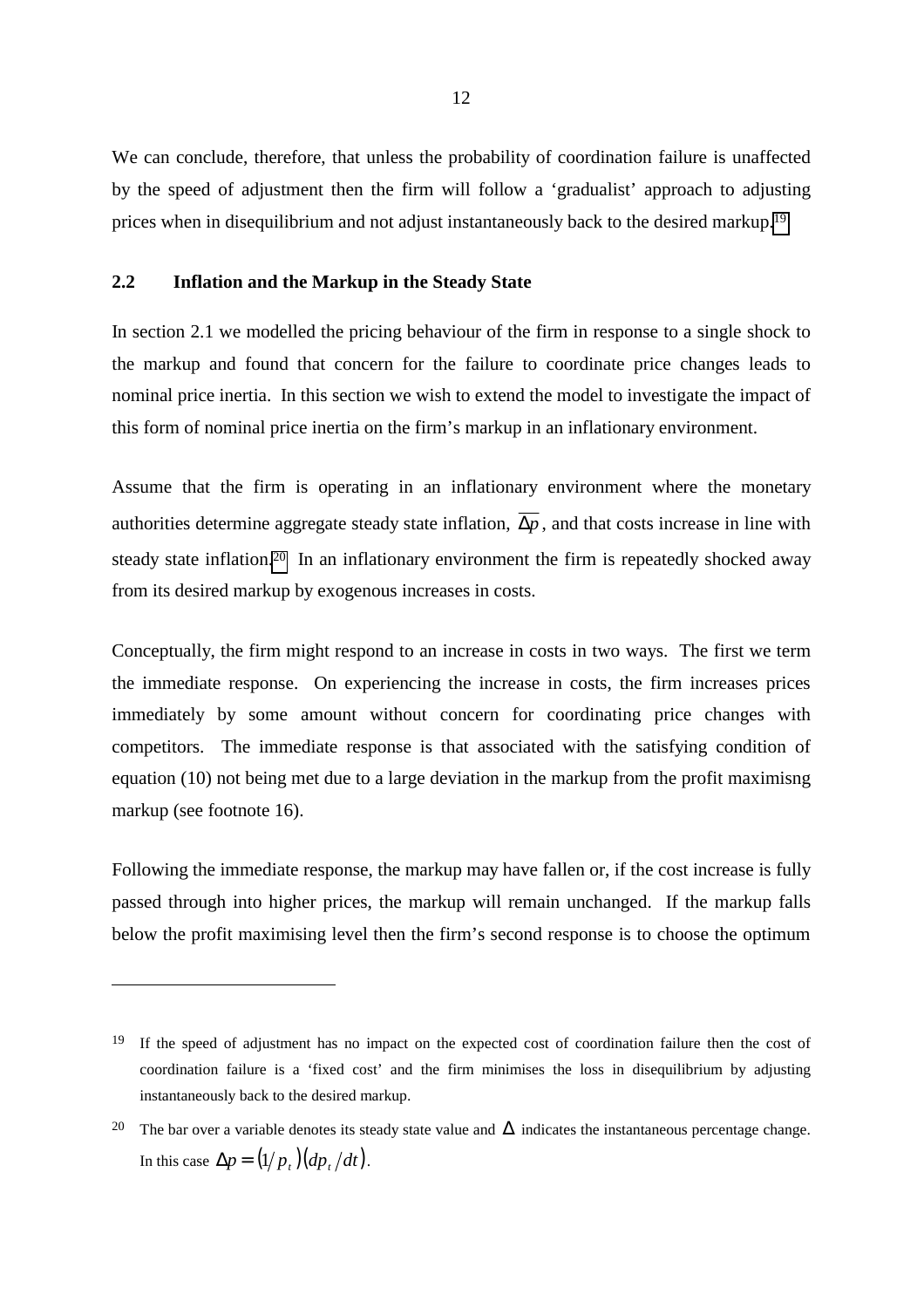We can conclude, therefore, that unless the probability of coordination failure is unaffected by the speed of adjustment then the firm will follow a 'gradualist' approach to adjusting prices when in disequilibrium and not adjust instantaneously back to the desired markup.[19]

### 2.2 Inflation and the Markup in the Steady State

In section 2.1 we modelled the pricing behaviour of the firm in response to a single shock to the markup and found that concern for the failure to coordinate price changes leads to nominal price inertia. In this section we wish to extend the model to investigate the impact of this form of nominal price inertia on the firm's markup in an inflationary environment.

Assume that the firm is operating in an inflationary environment where the monetary authorities determine aggregate steady state inflation, $\overline{\Delta p}$, and that costs increase in line with steady state inflation.[20] In an inflationary environment the firm is repeatedly shocked away from its desired markup by exogenous increases in costs.

Conceptually, the firm might respond to an increase in costs in two ways. The first we term the immediate response. On experiencing the increase in costs, the firm increases prices immediately by some amount without concern for coordinating price changes with competitors. The immediate response is that associated with the satisfying condition of equation (10) not being met due to a large deviation in the markup from the profit maximisng markup (see footnote 16).

Following the immediate response, the markup may have fallen or, if the cost increase is fully passed through into higher prices, the markup will remain unchanged. If the markup falls below the profit maximising level then the firm's second response is to choose the optimum

---

[19] If the speed of adjustment has no impact on the expected cost of coordination failure then the cost of coordination failure is a 'fixed cost' and the firm minimises the loss in disequilibrium by adjusting instantaneously back to the desired markup.

[20] The bar over a variable denotes its steady state value and $\Delta$ indicates the instantaneous percentage change. In this case $\Delta p = (1/p_t)(dp_t/dt)$.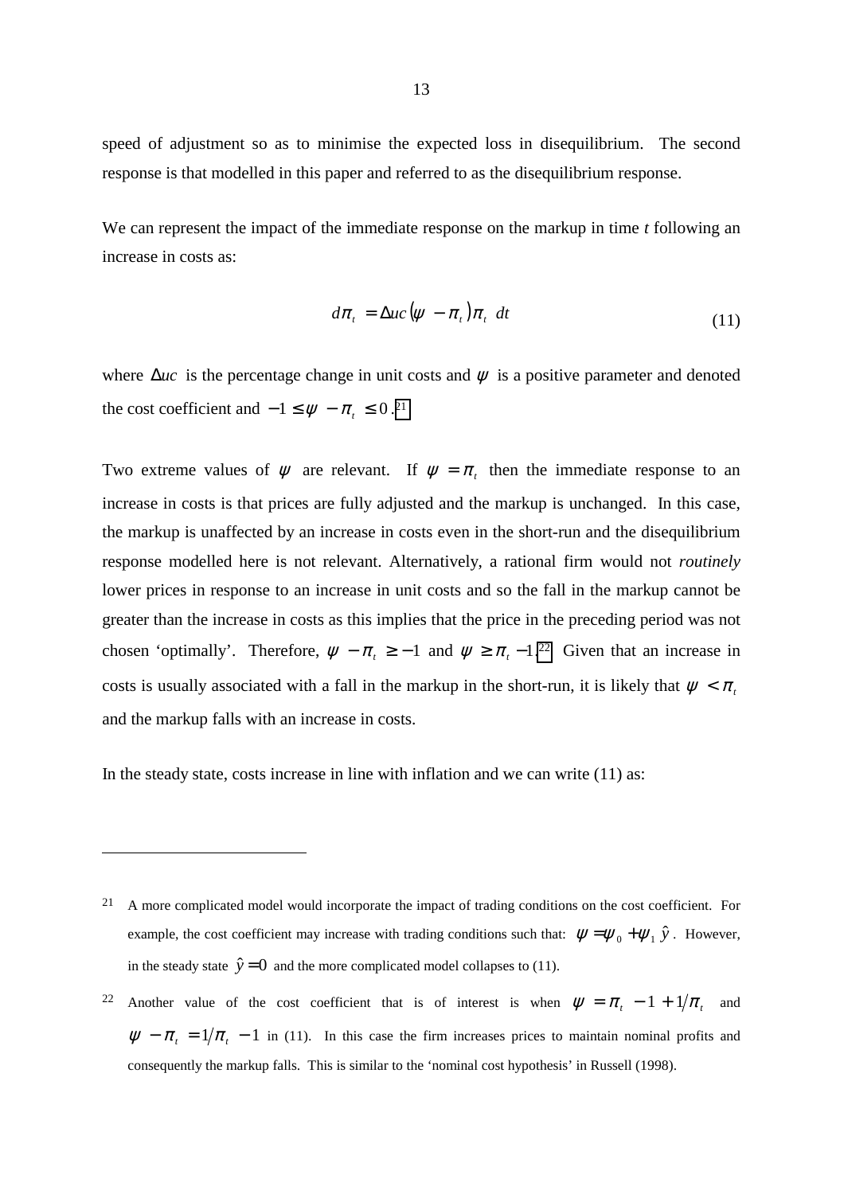speed of adjustment so as to minimise the expected loss in disequilibrium. The second response is that modelled in this paper and referred to as the disequilibrium response.

We can represent the impact of the immediate response on the markup in time *t* following an increase in costs as:

$$d\pi_t = \Delta uc(\psi - \pi_t)\pi_t \ dt \tag{11}$$

where $\Delta uc$ is the percentage change in unit costs and $\psi$ is a positive parameter and denoted the cost coefficient and $-1 \le \psi - \pi_t \le 0$.[21]

Two extreme values of $\psi$ are relevant. If $\psi = \pi_t$ then the immediate response to an increase in costs is that prices are fully adjusted and the markup is unchanged. In this case, the markup is unaffected by an increase in costs even in the short-run and the disequilibrium response modelled here is not relevant. Alternatively, a rational firm would not *routinely* lower prices in response to an increase in unit costs and so the fall in the markup cannot be greater than the increase in costs as this implies that the price in the preceding period was not chosen 'optimally'. Therefore, $\psi - \pi_t \ge -1$ and $\psi \ge \pi_t - 1$.[22] Given that an increase in costs is usually associated with a fall in the markup in the short-run, it is likely that $\psi < \pi_t$ and the markup falls with an increase in costs.

In the steady state, costs increase in line with inflation and we can write (11) as:

---

[21] A more complicated model would incorporate the impact of trading conditions on the cost coefficient. For example, the cost coefficient may increase with trading conditions such that: $\psi = \psi_0 + \psi_1 \hat{y}$. However, in the steady state $\hat{y} = 0$ and the more complicated model collapses to (11).

[22] Another value of the cost coefficient that is of interest is when $\psi = \pi_t - 1 + 1/\pi_t$ and $\psi - \pi_t = 1/\pi_t - 1$ in (11). In this case the firm increases prices to maintain nominal profits and consequently the markup falls. This is similar to the 'nominal cost hypothesis' in Russell (1998).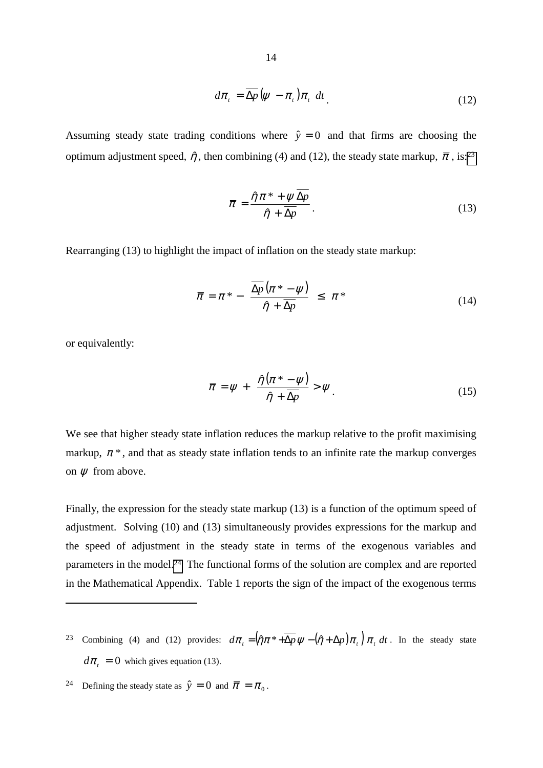$$d\pi_t = \overline{\Delta p}\left(\psi - \pi_t\right)\pi_t \; dt \, . \tag{12}$$

Assuming steady state trading conditions where $\hat{y} = 0$ and that firms are choosing the optimum adjustment speed, $\hat{\eta}$, then combining (4) and (12), the steady state markup, $\overline{\pi}$, is:[23]

$$\overline{\pi} = \frac{\hat{\eta}\pi^* + \psi\,\overline{\Delta p}}{\hat{\eta} + \overline{\Delta p}} \, . \tag{13}$$

Rearranging (13) to highlight the impact of inflation on the steady state markup:

$$\overline{\pi} = \pi^* - \frac{\overline{\Delta p}\left(\pi^* - \psi\right)}{\hat{\eta} + \overline{\Delta p}} \; \leq \; \pi^* \tag{14}$$

or equivalently:

$$\overline{\pi} = \psi \; + \; \frac{\hat{\eta}\left(\pi^* - \psi\right)}{\hat{\eta} + \overline{\Delta p}} > \psi \, . \tag{15}$$

We see that higher steady state inflation reduces the markup relative to the profit maximising markup, $\pi^*$, and that as steady state inflation tends to an infinite rate the markup converges on $\psi$ from above.

Finally, the expression for the steady state markup (13) is a function of the optimum speed of adjustment. Solving (10) and (13) simultaneously provides expressions for the markup and the speed of adjustment in the steady state in terms of the exogenous variables and parameters in the model.[24] The functional forms of the solution are complex and are reported in the Mathematical Appendix. Table 1 reports the sign of the impact of the exogenous terms

---

[23] Combining (4) and (12) provides: $d\pi_t = \left(\hat{\eta}\pi^* + \overline{\Delta p}\,\psi - \left(\hat{\eta} + \Delta p\right)\pi_t\right)\pi_t \; dt$. In the steady state $d\pi_t = 0$ which gives equation (13).

[24] Defining the steady state as $\hat{y} = 0$ and $\overline{\pi} = \pi_0$.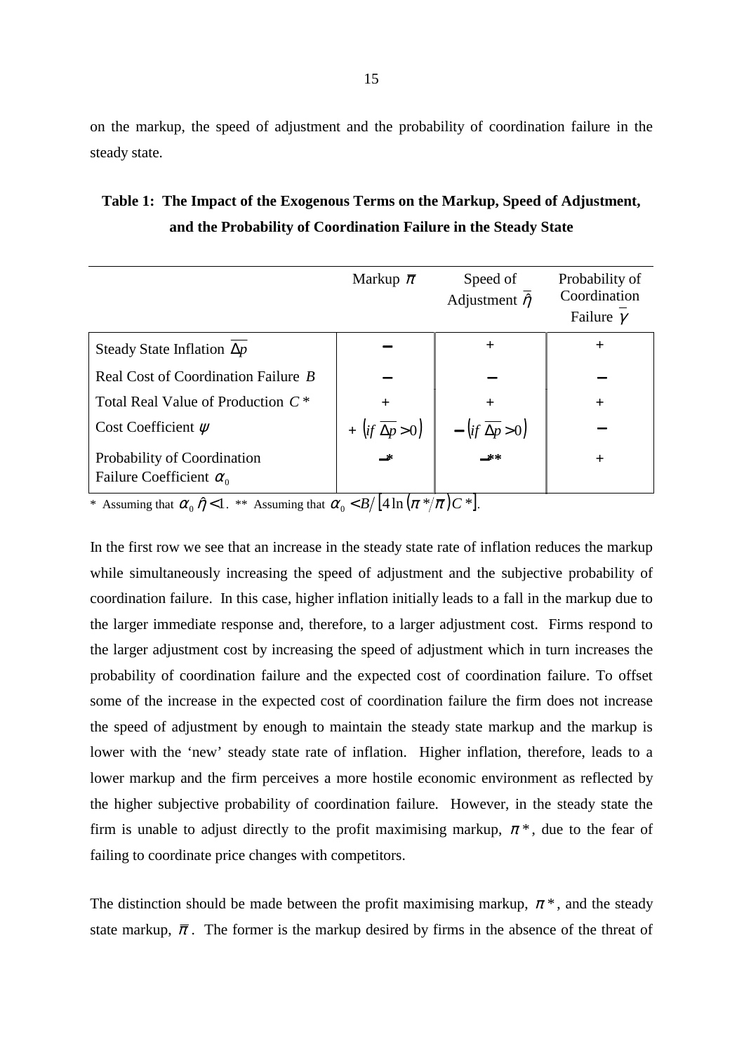on the markup, the speed of adjustment and the probability of coordination failure in the steady state.

**Table 1: The Impact of the Exogenous Terms on the Markup, Speed of Adjustment, and the Probability of Coordination Failure in the Steady State**

| | Markup $\bar{\pi}$ | Speed of Adjustment $\bar{\hat{\eta}}$ | Probability of Coordination Failure $\bar{\gamma}$ |
|---|---|---|---|
| Steady State Inflation $\overline{\Delta p}$ | − | + | + |
| Real Cost of Coordination Failure $B$ | − | − | − |
| Total Real Value of Production $C^*$ | + | + | + |
| Cost Coefficient $\psi$ | + $\left(if\ \overline{\Delta p} > 0\right)$ | − $\left(if\ \overline{\Delta p} > 0\right)$ | − |
| Probability of Coordination Failure Coefficient $\alpha_0$ | −* | −** | + |

\* Assuming that $\alpha_0 \hat{\eta} < 1$. ** Assuming that $\alpha_0 < B / \left[4 \ln\left(\pi^* / \bar{\pi}\right) C^*\right]$.

In the first row we see that an increase in the steady state rate of inflation reduces the markup while simultaneously increasing the speed of adjustment and the subjective probability of coordination failure. In this case, higher inflation initially leads to a fall in the markup due to the larger immediate response and, therefore, to a larger adjustment cost. Firms respond to the larger adjustment cost by increasing the speed of adjustment which in turn increases the probability of coordination failure and the expected cost of coordination failure. To offset some of the increase in the expected cost of coordination failure the firm does not increase the speed of adjustment by enough to maintain the steady state markup and the markup is lower with the 'new' steady state rate of inflation. Higher inflation, therefore, leads to a lower markup and the firm perceives a more hostile economic environment as reflected by the higher subjective probability of coordination failure. However, in the steady state the firm is unable to adjust directly to the profit maximising markup, $\pi^*$, due to the fear of failing to coordinate price changes with competitors.

The distinction should be made between the profit maximising markup, $\pi^*$, and the steady state markup, $\bar{\pi}$. The former is the markup desired by firms in the absence of the threat of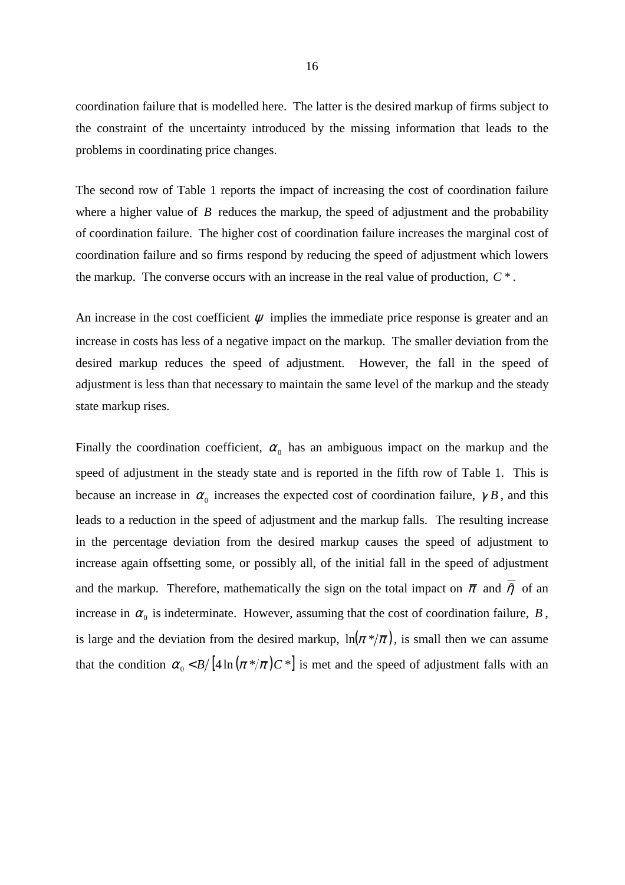coordination failure that is modelled here. The latter is the desired markup of firms subject to the constraint of the uncertainty introduced by the missing information that leads to the problems in coordinating price changes.

The second row of Table 1 reports the impact of increasing the cost of coordination failure where a higher value of $B$ reduces the markup, the speed of adjustment and the probability of coordination failure. The higher cost of coordination failure increases the marginal cost of coordination failure and so firms respond by reducing the speed of adjustment which lowers the markup. The converse occurs with an increase in the real value of production, $C^*$.

An increase in the cost coefficient $\psi$ implies the immediate price response is greater and an increase in costs has less of a negative impact on the markup. The smaller deviation from the desired markup reduces the speed of adjustment. However, the fall in the speed of adjustment is less than that necessary to maintain the same level of the markup and the steady state markup rises.

Finally the coordination coefficient, $\alpha_0$ has an ambiguous impact on the markup and the speed of adjustment in the steady state and is reported in the fifth row of Table 1. This is because an increase in $\alpha_0$ increases the expected cost of coordination failure, $\gamma B$, and this leads to a reduction in the speed of adjustment and the markup falls. The resulting increase in the percentage deviation from the desired markup causes the speed of adjustment to increase again offsetting some, or possibly all, of the initial fall in the speed of adjustment and the markup. Therefore, mathematically the sign on the total impact on $\bar{\pi}$ and $\bar{\hat{\eta}}$ of an increase in $\alpha_0$ is indeterminate. However, assuming that the cost of coordination failure, $B$, is large and the deviation from the desired markup, $\ln(\pi^*/\bar{\pi})$, is small then we can assume that the condition $\alpha_0 < B/\left[4\ln(\pi^*/\bar{\pi})C^*\right]$ is met and the speed of adjustment falls with an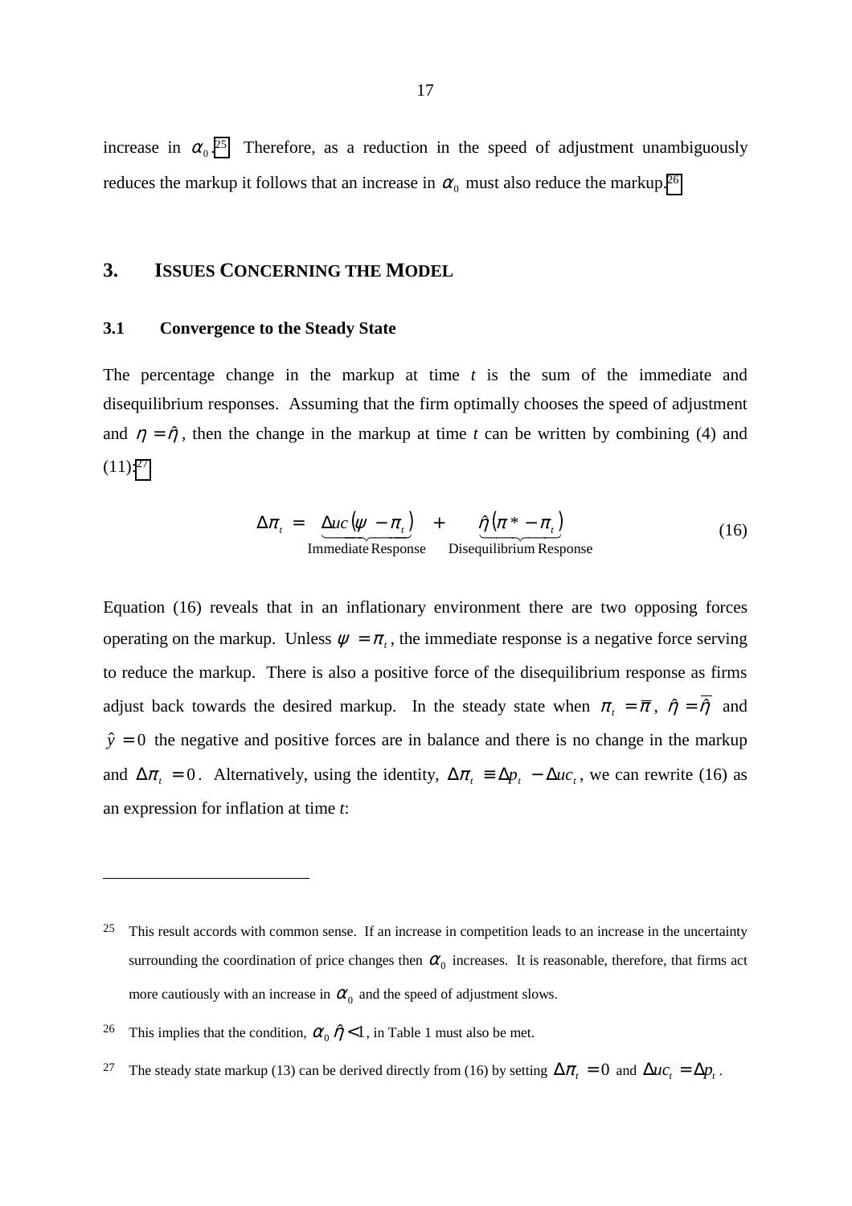increase in $\alpha_0$.[25] Therefore, as a reduction in the speed of adjustment unambiguously reduces the markup it follows that an increase in $\alpha_0$ must also reduce the markup.[26]

## 3. ISSUES CONCERNING THE MODEL

### 3.1 Convergence to the Steady State

The percentage change in the markup at time *t* is the sum of the immediate and disequilibrium responses. Assuming that the firm optimally chooses the speed of adjustment and $\eta = \hat{\eta}$, then the change in the markup at time *t* can be written by combining (4) and (11):[27]

$$\Delta\pi_t = \underbrace{\Delta uc(\psi - \pi_t)}_{\text{Immediate Response}} + \underbrace{\hat{\eta}(\pi^* - \pi_t)}_{\text{Disequilibrium Response}} \tag{16}$$

Equation (16) reveals that in an inflationary environment there are two opposing forces operating on the markup. Unless $\psi = \pi_t$, the immediate response is a negative force serving to reduce the markup. There is also a positive force of the disequilibrium response as firms adjust back towards the desired markup. In the steady state when $\pi_t = \overline{\pi}$, $\hat{\eta} = \overline{\hat{\eta}}$ and $\hat{y} = 0$ the negative and positive forces are in balance and there is no change in the markup and $\Delta\pi_t = 0$. Alternatively, using the identity, $\Delta\pi_t \equiv \Delta p_t - \Delta uc_t$, we can rewrite (16) as an expression for inflation at time *t*:

---

[25] This result accords with common sense. If an increase in competition leads to an increase in the uncertainty surrounding the coordination of price changes then $\alpha_0$ increases. It is reasonable, therefore, that firms act more cautiously with an increase in $\alpha_0$ and the speed of adjustment slows.

[26] This implies that the condition, $\alpha_0 \hat{\eta} < 1$, in Table 1 must also be met.

[27] The steady state markup (13) can be derived directly from (16) by setting $\Delta\pi_t = 0$ and $\Delta uc_t = \Delta p_t$.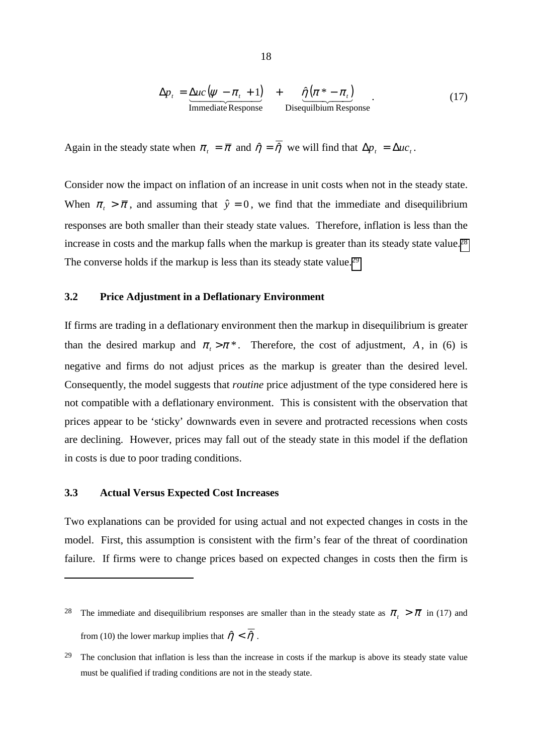$$\Delta p_t = \underbrace{\Delta uc\left(\psi - \pi_t + 1\right)}_{\text{Immediate Response}} + \underbrace{\hat{\eta}\left(\pi^* - \pi_t\right)}_{\text{Disequilbium Response}} . \tag{17}$$

Again in the steady state when $\pi_t = \bar{\pi}$ and $\hat{\eta} = \bar{\hat{\eta}}$ we will find that $\Delta p_t = \Delta uc_t$.

Consider now the impact on inflation of an increase in unit costs when not in the steady state. When $\pi_t > \bar{\pi}$, and assuming that $\hat{y} = 0$, we find that the immediate and disequilibrium responses are both smaller than their steady state values. Therefore, inflation is less than the increase in costs and the markup falls when the markup is greater than its steady state value.[28] The converse holds if the markup is less than its steady state value.[29]

### 3.2 Price Adjustment in a Deflationary Environment

If firms are trading in a deflationary environment then the markup in disequilibrium is greater than the desired markup and $\pi_t > \pi^*$. Therefore, the cost of adjustment, $A$, in (6) is negative and firms do not adjust prices as the markup is greater than the desired level. Consequently, the model suggests that *routine* price adjustment of the type considered here is not compatible with a deflationary environment. This is consistent with the observation that prices appear to be 'sticky' downwards even in severe and protracted recessions when costs are declining. However, prices may fall out of the steady state in this model if the deflation in costs is due to poor trading conditions.

### 3.3 Actual Versus Expected Cost Increases

Two explanations can be provided for using actual and not expected changes in costs in the model. First, this assumption is consistent with the firm's fear of the threat of coordination failure. If firms were to change prices based on expected changes in costs then the firm is

---

[28] The immediate and disequilibrium responses are smaller than in the steady state as $\pi_t > \bar{\pi}$ in (17) and from (10) the lower markup implies that $\hat{\eta} < \bar{\hat{\eta}}$.

[29] The conclusion that inflation is less than the increase in costs if the markup is above its steady state value must be qualified if trading conditions are not in the steady state.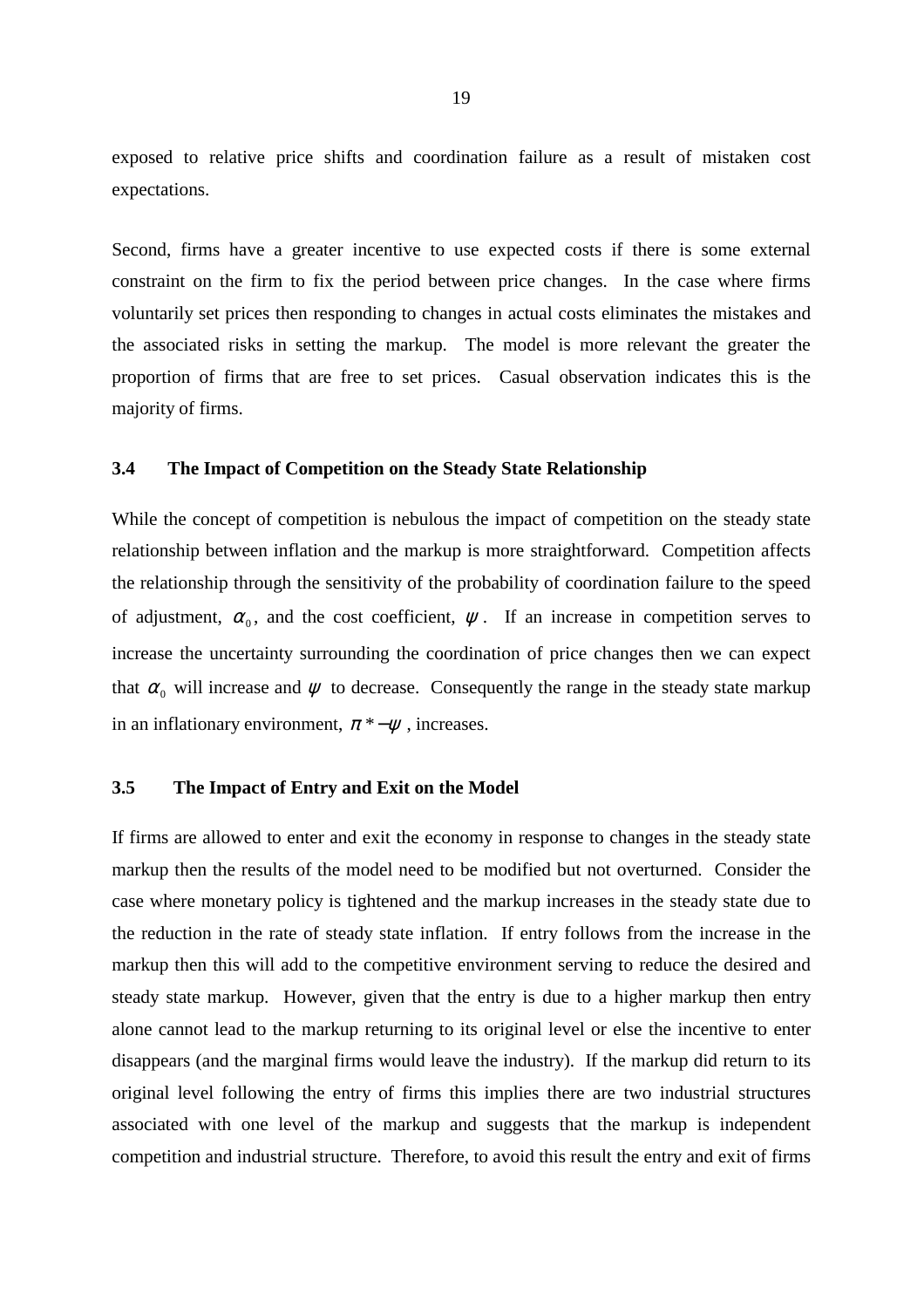exposed to relative price shifts and coordination failure as a result of mistaken cost expectations.

Second, firms have a greater incentive to use expected costs if there is some external constraint on the firm to fix the period between price changes. In the case where firms voluntarily set prices then responding to changes in actual costs eliminates the mistakes and the associated risks in setting the markup. The model is more relevant the greater the proportion of firms that are free to set prices. Casual observation indicates this is the majority of firms.

### 3.4 The Impact of Competition on the Steady State Relationship

While the concept of competition is nebulous the impact of competition on the steady state relationship between inflation and the markup is more straightforward. Competition affects the relationship through the sensitivity of the probability of coordination failure to the speed of adjustment, $\alpha_0$, and the cost coefficient, $\psi$. If an increase in competition serves to increase the uncertainty surrounding the coordination of price changes then we can expect that $\alpha_0$ will increase and $\psi$ to decrease. Consequently the range in the steady state markup in an inflationary environment, $\pi^* - \psi$, increases.

### 3.5 The Impact of Entry and Exit on the Model

If firms are allowed to enter and exit the economy in response to changes in the steady state markup then the results of the model need to be modified but not overturned. Consider the case where monetary policy is tightened and the markup increases in the steady state due to the reduction in the rate of steady state inflation. If entry follows from the increase in the markup then this will add to the competitive environment serving to reduce the desired and steady state markup. However, given that the entry is due to a higher markup then entry alone cannot lead to the markup returning to its original level or else the incentive to enter disappears (and the marginal firms would leave the industry). If the markup did return to its original level following the entry of firms this implies there are two industrial structures associated with one level of the markup and suggests that the markup is independent competition and industrial structure. Therefore, to avoid this result the entry and exit of firms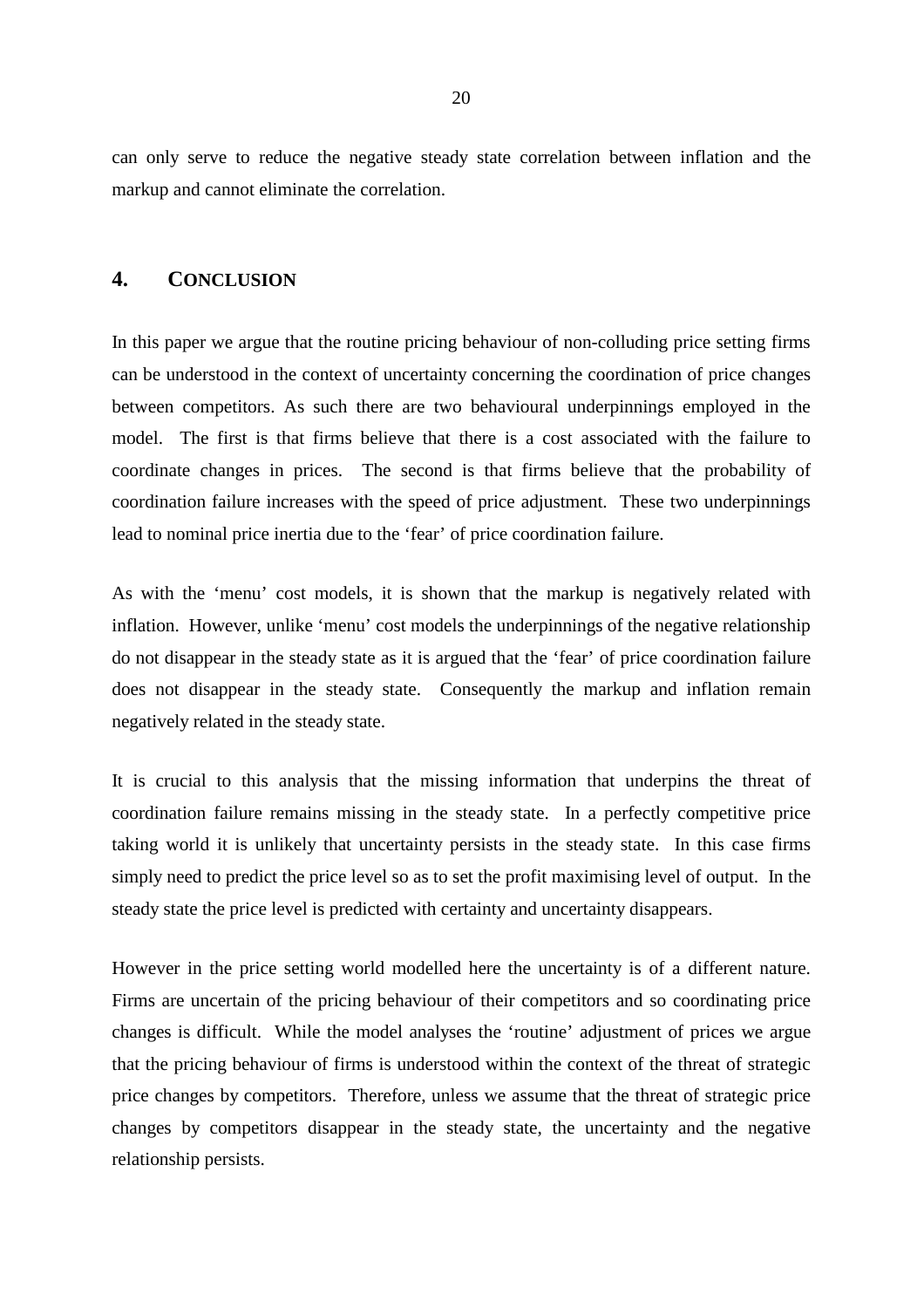can only serve to reduce the negative steady state correlation between inflation and the markup and cannot eliminate the correlation.

## 4. CONCLUSION

In this paper we argue that the routine pricing behaviour of non-colluding price setting firms can be understood in the context of uncertainty concerning the coordination of price changes between competitors. As such there are two behavioural underpinnings employed in the model. The first is that firms believe that there is a cost associated with the failure to coordinate changes in prices. The second is that firms believe that the probability of coordination failure increases with the speed of price adjustment. These two underpinnings lead to nominal price inertia due to the 'fear' of price coordination failure.

As with the 'menu' cost models, it is shown that the markup is negatively related with inflation. However, unlike 'menu' cost models the underpinnings of the negative relationship do not disappear in the steady state as it is argued that the 'fear' of price coordination failure does not disappear in the steady state. Consequently the markup and inflation remain negatively related in the steady state.

It is crucial to this analysis that the missing information that underpins the threat of coordination failure remains missing in the steady state. In a perfectly competitive price taking world it is unlikely that uncertainty persists in the steady state. In this case firms simply need to predict the price level so as to set the profit maximising level of output. In the steady state the price level is predicted with certainty and uncertainty disappears.

However in the price setting world modelled here the uncertainty is of a different nature. Firms are uncertain of the pricing behaviour of their competitors and so coordinating price changes is difficult. While the model analyses the 'routine' adjustment of prices we argue that the pricing behaviour of firms is understood within the context of the threat of strategic price changes by competitors. Therefore, unless we assume that the threat of strategic price changes by competitors disappear in the steady state, the uncertainty and the negative relationship persists.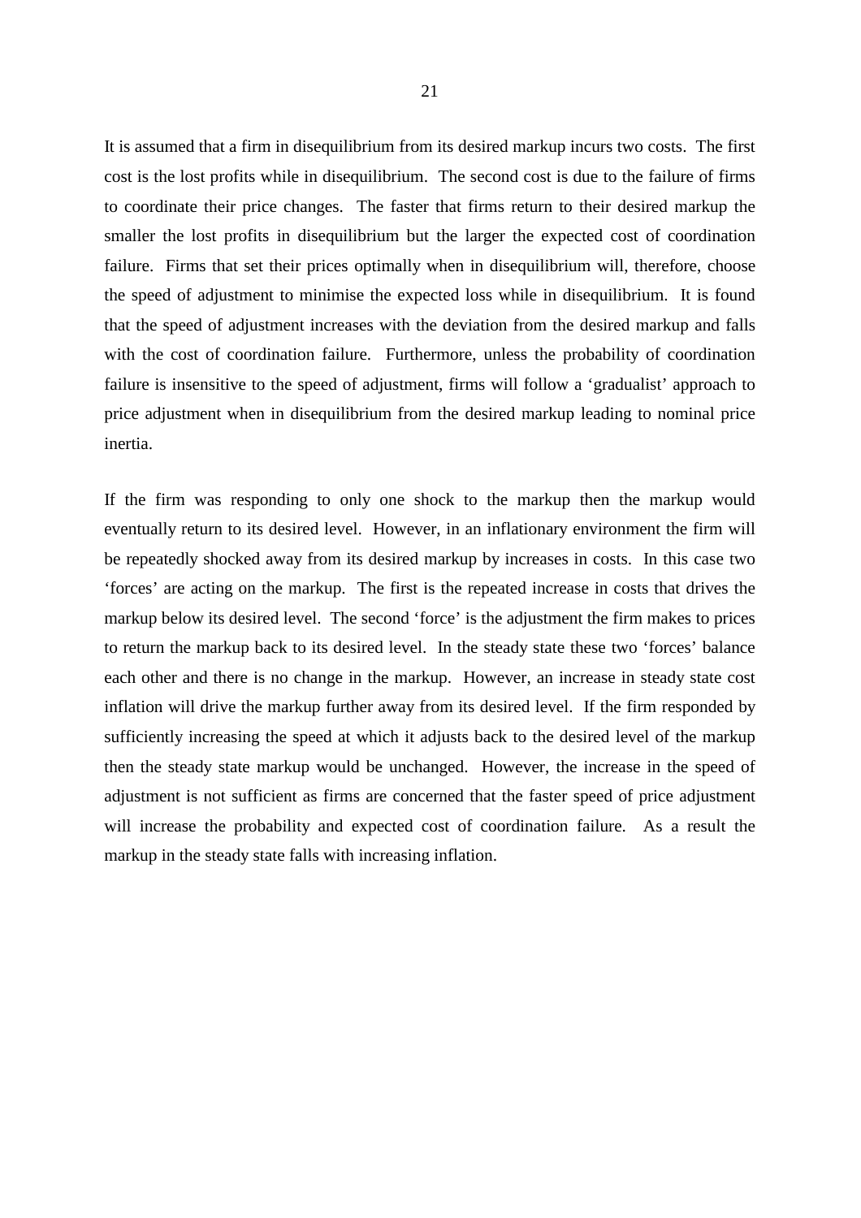It is assumed that a firm in disequilibrium from its desired markup incurs two costs. The first cost is the lost profits while in disequilibrium. The second cost is due to the failure of firms to coordinate their price changes. The faster that firms return to their desired markup the smaller the lost profits in disequilibrium but the larger the expected cost of coordination failure. Firms that set their prices optimally when in disequilibrium will, therefore, choose the speed of adjustment to minimise the expected loss while in disequilibrium. It is found that the speed of adjustment increases with the deviation from the desired markup and falls with the cost of coordination failure. Furthermore, unless the probability of coordination failure is insensitive to the speed of adjustment, firms will follow a 'gradualist' approach to price adjustment when in disequilibrium from the desired markup leading to nominal price inertia.

If the firm was responding to only one shock to the markup then the markup would eventually return to its desired level. However, in an inflationary environment the firm will be repeatedly shocked away from its desired markup by increases in costs. In this case two 'forces' are acting on the markup. The first is the repeated increase in costs that drives the markup below its desired level. The second 'force' is the adjustment the firm makes to prices to return the markup back to its desired level. In the steady state these two 'forces' balance each other and there is no change in the markup. However, an increase in steady state cost inflation will drive the markup further away from its desired level. If the firm responded by sufficiently increasing the speed at which it adjusts back to the desired level of the markup then the steady state markup would be unchanged. However, the increase in the speed of adjustment is not sufficient as firms are concerned that the faster speed of price adjustment will increase the probability and expected cost of coordination failure. As a result the markup in the steady state falls with increasing inflation.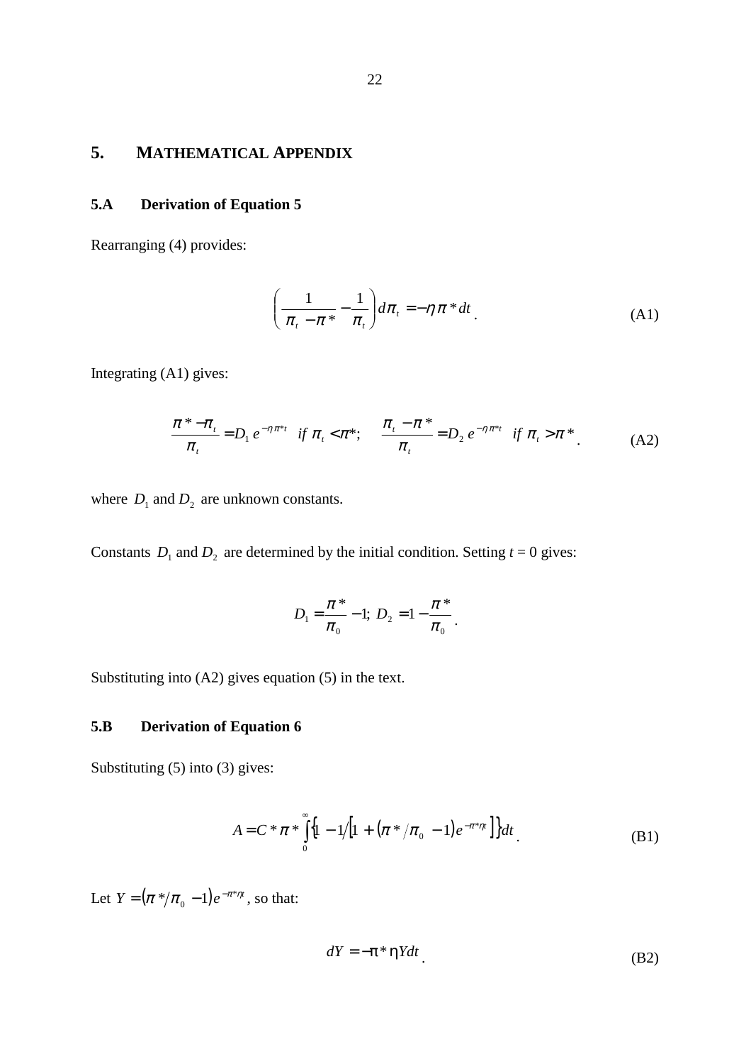# 5. MATHEMATICAL APPENDIX

## 5.A Derivation of Equation 5

Rearranging (4) provides:

$$\left( \frac{1}{\pi_t - \pi^*} - \frac{1}{\pi_t} \right) d\pi_t = -\eta \pi^* dt \qquad \text{(A1)}$$

Integrating (A1) gives:

$$\frac{\pi^* - \pi_t}{\pi_t} = D_1 e^{-\eta \pi^* t} \quad if\ \pi_t < \pi^*; \qquad \frac{\pi_t - \pi^*}{\pi_t} = D_2 e^{-\eta \pi^* t} \quad if\ \pi_t > \pi^* \qquad \text{(A2)}$$

where $D_1$ and $D_2$ are unknown constants.

Constants $D_1$ and $D_2$ are determined by the initial condition. Setting $t = 0$ gives:

$$D_1 = \frac{\pi^*}{\pi_0} - 1; \; D_2 = 1 - \frac{\pi^*}{\pi_0}.$$

Substituting into (A2) gives equation (5) in the text.

## 5.B Derivation of Equation 6

Substituting (5) into (3) gives:

$$A = C^* \pi^* \int_0^\infty \left\{ 1 - 1 \Big/ \left[ 1 + \left( \pi^* / \pi_0 - 1 \right) e^{-\pi^* \eta t} \right] \right\} dt \qquad \text{(B1)}$$

Let $Y = \left( \pi^* / \pi_0 - 1 \right) e^{-\pi^* \eta t}$, so that:

$$dY = -\pi^* \eta Y dt \qquad \text{(B2)}$$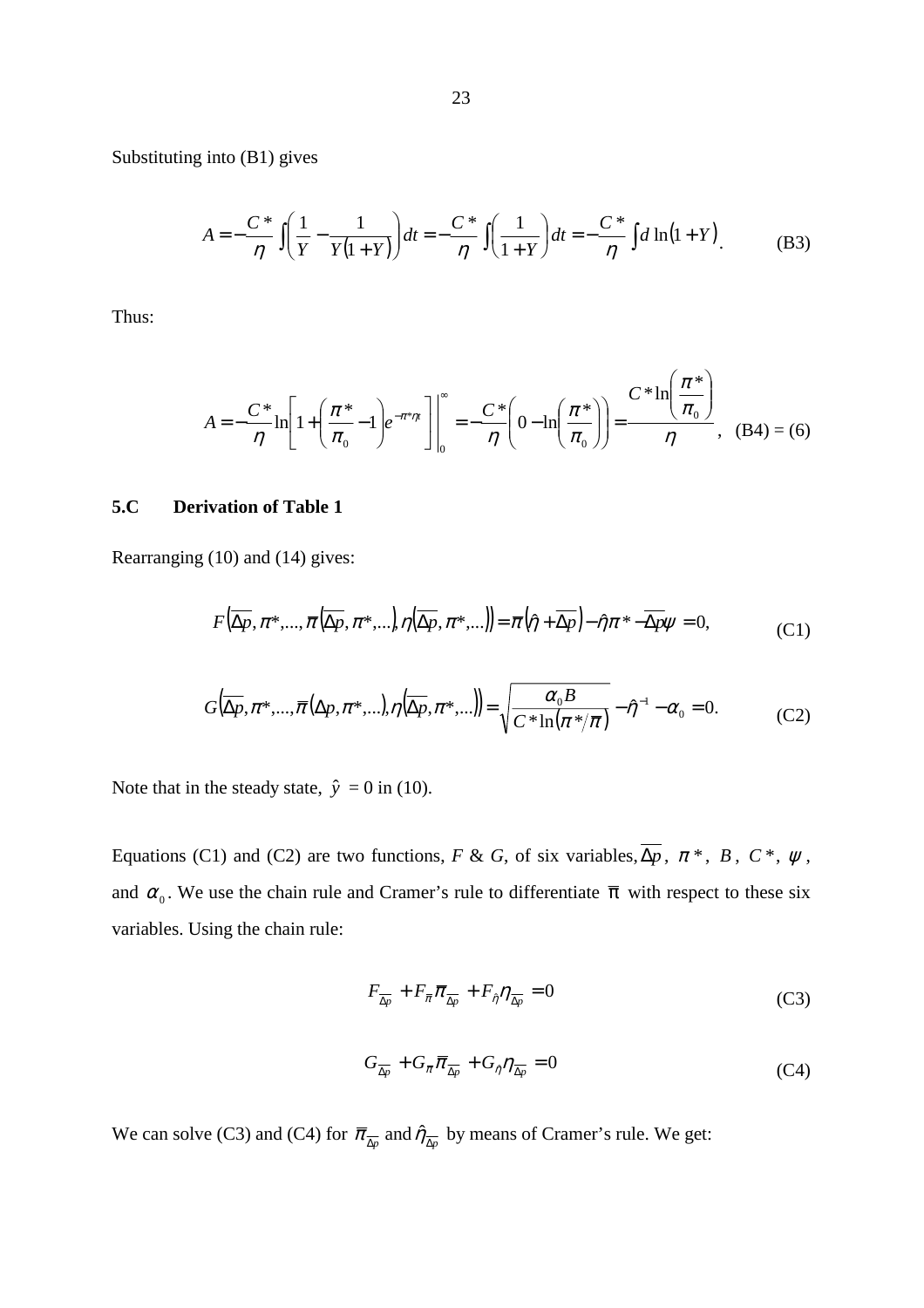Substituting into (B1) gives

$$A = -\frac{C^*}{\eta}\int\left(\frac{1}{Y}-\frac{1}{Y(1+Y)}\right)dt = -\frac{C^*}{\eta}\int\left(\frac{1}{1+Y}\right)dt = -\frac{C^*}{\eta}\int d\ln(1+Y). \tag{B3}$$

Thus:

$$A = -\frac{C^*}{\eta}\ln\left[1+\left(\frac{\pi^*}{\pi_0}-1\right)e^{-\pi^*\eta t}\right]\Bigg|_0^{\infty} = -\frac{C^*}{\eta}\left(0-\ln\left(\frac{\pi^*}{\pi_0}\right)\right) = \frac{C^*\ln\left(\frac{\pi^*}{\pi_0}\right)}{\eta}, \quad \text{(B4) = (6)}$$

## 5.C Derivation of Table 1

Rearranging (10) and (14) gives:

$$F\left(\overline{\Delta p},\pi^*,...,\overline{\pi}\left(\overline{\Delta p},\pi^*,...\right),\eta\left(\overline{\Delta p},\pi^*,...\right)\right) = \overline{\pi}\left(\hat{\eta}+\overline{\Delta p}\right)-\hat{\eta}\pi^*-\overline{\Delta p}\psi = 0, \tag{C1}$$

$$G\left(\overline{\Delta p},\pi^*,...,\overline{\pi}\left(\Delta p,\pi^*,...\right),\eta\left(\overline{\Delta p},\pi^*,...\right)\right) = \sqrt{\frac{\alpha_0 B}{C^*\ln\left(\pi^*/\overline{\pi}\right)}}-\hat{\eta}^{-1}-\alpha_0 = 0. \tag{C2}$$

Note that in the steady state, $\hat{y} = 0$ in (10).

Equations (C1) and (C2) are two functions, *F* & *G*, of six variables, $\overline{\Delta p}$, $\pi^*$, $B$, $C^*$, $\psi$, and $\alpha_0$. We use the chain rule and Cramer's rule to differentiate $\overline{\pi}$ with respect to these six variables. Using the chain rule:

$$F_{\overline{\Delta p}} + F_{\overline{\pi}}\overline{\pi}_{\overline{\Delta p}} + F_{\hat{\eta}}\eta_{\overline{\Delta p}} = 0 \tag{C3}$$

$$G_{\overline{\Delta p}} + G_{\pi}\overline{\pi}_{\overline{\Delta p}} + G_{\hat{\eta}}\eta_{\overline{\Delta p}} = 0 \tag{C4}$$

We can solve (C3) and (C4) for $\overline{\pi}_{\overline{\Delta p}}$ and $\hat{\eta}_{\overline{\Delta p}}$ by means of Cramer's rule. We get: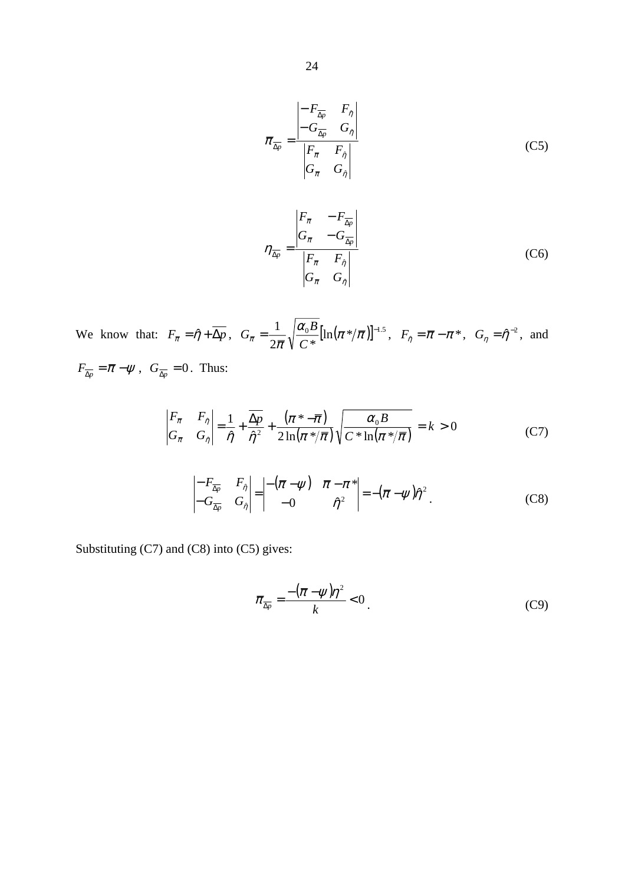$$\overline{\pi}_{\overline{\Delta p}} = \frac{\begin{vmatrix} -F_{\overline{\Delta p}} & F_{\hat{\eta}} \\ -G_{\overline{\Delta p}} & G_{\hat{\eta}} \end{vmatrix}}{\begin{vmatrix} F_{\overline{\pi}} & F_{\hat{\eta}} \\ G_{\overline{\pi}} & G_{\hat{\eta}} \end{vmatrix}} \tag{C5}$$

$$\eta_{\overline{\Delta p}} = \frac{\begin{vmatrix} F_{\overline{\pi}} & -F_{\overline{\Delta p}} \\ G_{\overline{\pi}} & -G_{\overline{\Delta p}} \end{vmatrix}}{\begin{vmatrix} F_{\overline{\pi}} & F_{\hat{\eta}} \\ G_{\overline{\pi}} & G_{\hat{\eta}} \end{vmatrix}} \tag{C6}$$

We know that: $F_{\overline{\pi}} = \hat{\eta} + \overline{\Delta p}$, $G_{\overline{\pi}} = \frac{1}{2\overline{\pi}}\sqrt{\frac{\alpha_0 B}{C^*}}\left[\ln\left(\pi^*/\overline{\pi}\right)\right]^{-1.5}$, $F_{\hat{\eta}} = \overline{\pi} - \pi^*$, $G_{\eta} = \hat{\eta}^{-2}$, and $F_{\overline{\Delta p}} = \overline{\pi} - \psi$, $G_{\overline{\Delta p}} = 0$. Thus:

$$\begin{vmatrix} F_{\overline{\pi}} & F_{\hat{\eta}} \\ G_{\overline{\pi}} & G_{\hat{\eta}} \end{vmatrix} = \frac{1}{\hat{\eta}} + \frac{\overline{\Delta p}}{\hat{\eta}^2} + \frac{\left(\pi^* - \overline{\pi}\right)}{2\ln\left(\pi^*/\overline{\pi}\right)}\sqrt{\frac{\alpha_0 B}{C^*\ln\left(\pi^*/\overline{\pi}\right)}} = k > 0 \tag{C7}$$

$$\begin{vmatrix} -F_{\overline{\Delta p}} & F_{\hat{\eta}} \\ -G_{\overline{\Delta p}} & G_{\hat{\eta}} \end{vmatrix} = \begin{vmatrix} -\left(\overline{\pi} - \psi\right) & \overline{\pi} - \pi^* \\ -0 & \hat{\eta}^2 \end{vmatrix} = -\left(\overline{\pi} - \psi\right)\hat{\eta}^2 . \tag{C8}$$

Substituting (C7) and (C8) into (C5) gives:

$$\overline{\pi}_{\overline{\Delta p}} = \frac{-\left(\overline{\pi} - \psi\right)\eta^2}{k} < 0 . \tag{C9}$$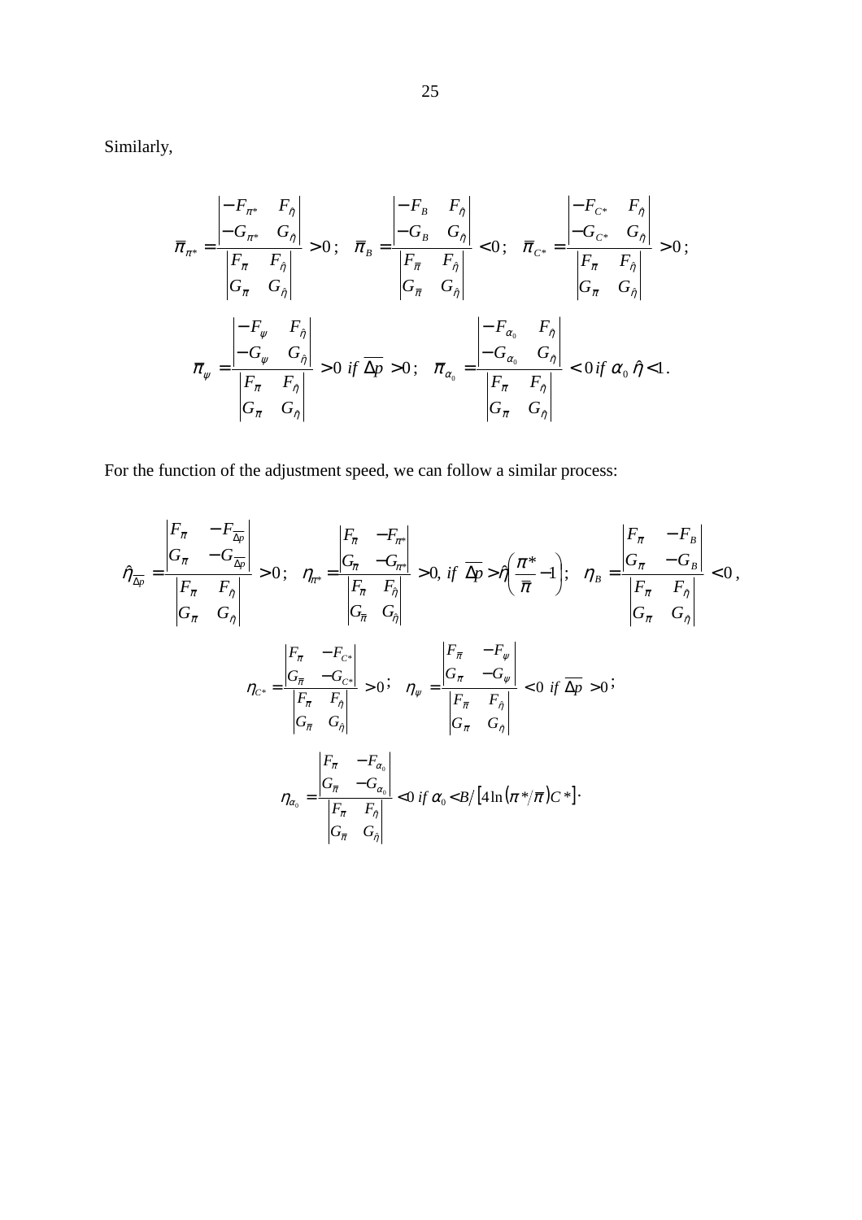Similarly,

$$\overline{\pi}_{\pi^*} = \frac{\begin{vmatrix} -F_{\pi^*} & F_{\hat{\eta}} \\ -G_{\pi^*} & G_{\hat{\eta}} \end{vmatrix}}{\begin{vmatrix} F_{\overline{\pi}} & F_{\hat{\eta}} \\ G_{\overline{\pi}} & G_{\hat{\eta}} \end{vmatrix}} > 0\,; \quad \overline{\pi}_{B} = \frac{\begin{vmatrix} -F_{B} & F_{\hat{\eta}} \\ -G_{B} & G_{\hat{\eta}} \end{vmatrix}}{\begin{vmatrix} F_{\overline{\pi}} & F_{\hat{\eta}} \\ G_{\overline{\pi}} & G_{\hat{\eta}} \end{vmatrix}} < 0\,; \quad \overline{\pi}_{C^*} = \frac{\begin{vmatrix} -F_{C^*} & F_{\hat{\eta}} \\ -G_{C^*} & G_{\hat{\eta}} \end{vmatrix}}{\begin{vmatrix} F_{\overline{\pi}} & F_{\hat{\eta}} \\ G_{\overline{\pi}} & G_{\hat{\eta}} \end{vmatrix}} > 0\,;$$

$$\overline{\pi}_{\psi} = \frac{\begin{vmatrix} -F_{\psi} & F_{\hat{\eta}} \\ -G_{\psi} & G_{\hat{\eta}} \end{vmatrix}}{\begin{vmatrix} F_{\overline{\pi}} & F_{\hat{\eta}} \\ G_{\overline{\pi}} & G_{\hat{\eta}} \end{vmatrix}} > 0 \text{ if } \overline{\Delta p} > 0\,; \quad \overline{\pi}_{\alpha_0} = \frac{\begin{vmatrix} -F_{\alpha_0} & F_{\hat{\eta}} \\ -G_{\alpha_0} & G_{\hat{\eta}} \end{vmatrix}}{\begin{vmatrix} F_{\overline{\pi}} & F_{\hat{\eta}} \\ G_{\overline{\pi}} & G_{\hat{\eta}} \end{vmatrix}} < 0 \text{ if } \alpha_0\,\hat{\eta} < 1.$$

For the function of the adjustment speed, we can follow a similar process:

$$\hat{\eta}_{\overline{\Delta p}} = \frac{\begin{vmatrix} F_{\overline{\pi}} & -F_{\overline{\Delta p}} \\ G_{\overline{\pi}} & -G_{\overline{\Delta p}} \end{vmatrix}}{\begin{vmatrix} F_{\overline{\pi}} & F_{\hat{\eta}} \\ G_{\overline{\pi}} & G_{\hat{\eta}} \end{vmatrix}} > 0\,; \quad \eta_{\pi^*} = \frac{\begin{vmatrix} F_{\overline{\pi}} & -F_{\pi^*} \\ G_{\overline{\pi}} & -G_{\pi^*} \end{vmatrix}}{\begin{vmatrix} F_{\overline{\pi}} & F_{\hat{\eta}} \\ G_{\overline{\pi}} & G_{\hat{\eta}} \end{vmatrix}} > 0, \text{ if } \overline{\Delta p} > \hat{\eta}\left(\frac{\pi^*}{\overline{\pi}} - 1\right); \quad \eta_{B} = \frac{\begin{vmatrix} F_{\overline{\pi}} & -F_{B} \\ G_{\overline{\pi}} & -G_{B} \end{vmatrix}}{\begin{vmatrix} F_{\overline{\pi}} & F_{\hat{\eta}} \\ G_{\overline{\pi}} & G_{\hat{\eta}} \end{vmatrix}} < 0\,,$$

$$\eta_{C^*} = \frac{\begin{vmatrix} F_{\overline{\pi}} & -F_{C^*} \\ G_{\overline{\pi}} & -G_{C^*} \end{vmatrix}}{\begin{vmatrix} F_{\overline{\pi}} & F_{\hat{\eta}} \\ G_{\overline{\pi}} & G_{\hat{\eta}} \end{vmatrix}} > 0\,; \quad \eta_{\psi} = \frac{\begin{vmatrix} F_{\overline{\pi}} & -F_{\psi} \\ G_{\overline{\pi}} & -G_{\psi} \end{vmatrix}}{\begin{vmatrix} F_{\overline{\pi}} & F_{\hat{\eta}} \\ G_{\overline{\pi}} & G_{\hat{\eta}} \end{vmatrix}} < 0 \text{ if } \overline{\Delta p} > 0\,;$$

$$\eta_{\alpha_0} = \frac{\begin{vmatrix} F_{\overline{\pi}} & -F_{\alpha_0} \\ G_{\overline{\pi}} & -G_{\alpha_0} \end{vmatrix}}{\begin{vmatrix} F_{\overline{\pi}} & F_{\hat{\eta}} \\ G_{\overline{\pi}} & G_{\hat{\eta}} \end{vmatrix}} < 0 \text{ if } \alpha_0 < B / \left[4 \ln\left(\pi^* / \overline{\pi}\right) C^*\right].$$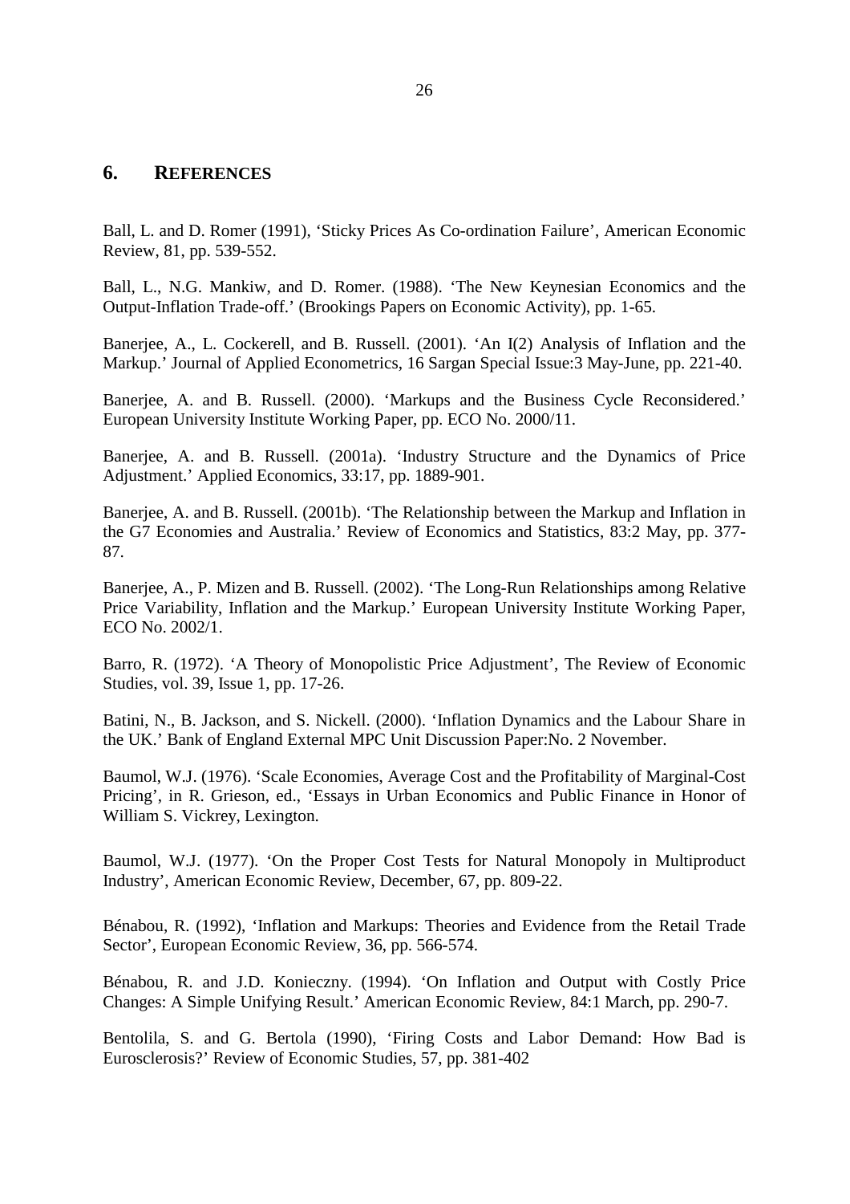## 6. REFERENCES

Ball, L. and D. Romer (1991), 'Sticky Prices As Co-ordination Failure', American Economic Review, 81, pp. 539-552.

Ball, L., N.G. Mankiw, and D. Romer. (1988). 'The New Keynesian Economics and the Output-Inflation Trade-off.' (Brookings Papers on Economic Activity), pp. 1-65.

Banerjee, A., L. Cockerell, and B. Russell. (2001). 'An I(2) Analysis of Inflation and the Markup.' Journal of Applied Econometrics, 16 Sargan Special Issue:3 May-June, pp. 221-40.

Banerjee, A. and B. Russell. (2000). 'Markups and the Business Cycle Reconsidered.' European University Institute Working Paper, pp. ECO No. 2000/11.

Banerjee, A. and B. Russell. (2001a). 'Industry Structure and the Dynamics of Price Adjustment.' Applied Economics, 33:17, pp. 1889-901.

Banerjee, A. and B. Russell. (2001b). 'The Relationship between the Markup and Inflation in the G7 Economies and Australia.' Review of Economics and Statistics, 83:2 May, pp. 377-87.

Banerjee, A., P. Mizen and B. Russell. (2002). 'The Long-Run Relationships among Relative Price Variability, Inflation and the Markup.' European University Institute Working Paper, ECO No. 2002/1.

Barro, R. (1972). 'A Theory of Monopolistic Price Adjustment', The Review of Economic Studies, vol. 39, Issue 1, pp. 17-26.

Batini, N., B. Jackson, and S. Nickell. (2000). 'Inflation Dynamics and the Labour Share in the UK.' Bank of England External MPC Unit Discussion Paper:No. 2 November.

Baumol, W.J. (1976). 'Scale Economies, Average Cost and the Profitability of Marginal-Cost Pricing', in R. Grieson, ed., 'Essays in Urban Economics and Public Finance in Honor of William S. Vickrey, Lexington.

Baumol, W.J. (1977). 'On the Proper Cost Tests for Natural Monopoly in Multiproduct Industry', American Economic Review, December, 67, pp. 809-22.

Bénabou, R. (1992), 'Inflation and Markups: Theories and Evidence from the Retail Trade Sector', European Economic Review, 36, pp. 566-574.

Bénabou, R. and J.D. Konieczny. (1994). 'On Inflation and Output with Costly Price Changes: A Simple Unifying Result.' American Economic Review, 84:1 March, pp. 290-7.

Bentolila, S. and G. Bertola (1990), 'Firing Costs and Labor Demand: How Bad is Eurosclerosis?' Review of Economic Studies, 57, pp. 381-402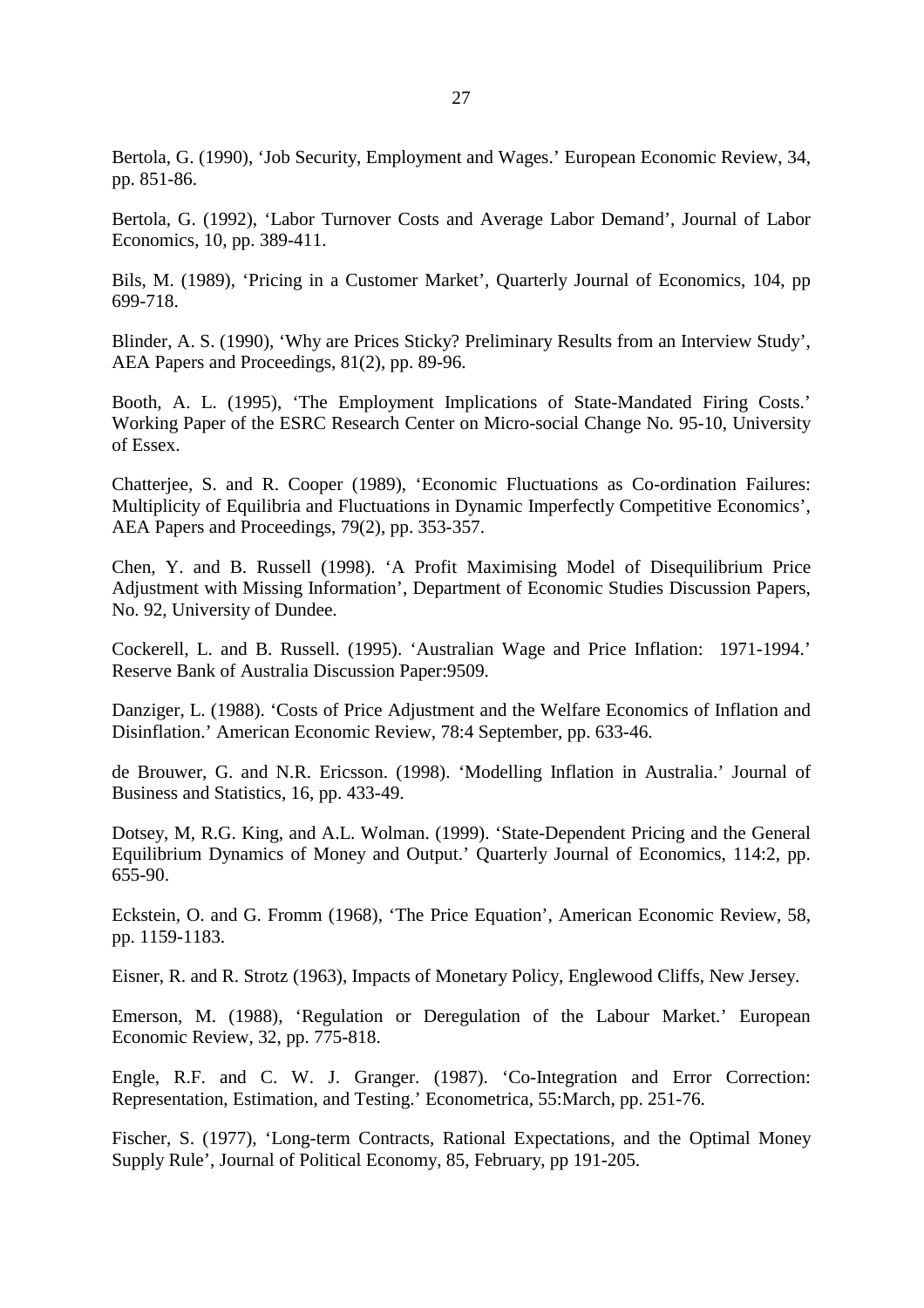Bertola, G. (1990), 'Job Security, Employment and Wages.' European Economic Review, 34, pp. 851-86.

Bertola, G. (1992), 'Labor Turnover Costs and Average Labor Demand', Journal of Labor Economics, 10, pp. 389-411.

Bils, M. (1989), 'Pricing in a Customer Market', Quarterly Journal of Economics, 104, pp 699-718.

Blinder, A. S. (1990), 'Why are Prices Sticky? Preliminary Results from an Interview Study', AEA Papers and Proceedings, 81(2), pp. 89-96.

Booth, A. L. (1995), 'The Employment Implications of State-Mandated Firing Costs.' Working Paper of the ESRC Research Center on Micro-social Change No. 95-10, University of Essex.

Chatterjee, S. and R. Cooper (1989), 'Economic Fluctuations as Co-ordination Failures: Multiplicity of Equilibria and Fluctuations in Dynamic Imperfectly Competitive Economics', AEA Papers and Proceedings, 79(2), pp. 353-357.

Chen, Y. and B. Russell (1998). 'A Profit Maximising Model of Disequilibrium Price Adjustment with Missing Information', Department of Economic Studies Discussion Papers, No. 92, University of Dundee.

Cockerell, L. and B. Russell. (1995). 'Australian Wage and Price Inflation: 1971-1994.' Reserve Bank of Australia Discussion Paper:9509.

Danziger, L. (1988). 'Costs of Price Adjustment and the Welfare Economics of Inflation and Disinflation.' American Economic Review, 78:4 September, pp. 633-46.

de Brouwer, G. and N.R. Ericsson. (1998). 'Modelling Inflation in Australia.' Journal of Business and Statistics, 16, pp. 433-49.

Dotsey, M, R.G. King, and A.L. Wolman. (1999). 'State-Dependent Pricing and the General Equilibrium Dynamics of Money and Output.' Quarterly Journal of Economics, 114:2, pp. 655-90.

Eckstein, O. and G. Fromm (1968), 'The Price Equation', American Economic Review, 58, pp. 1159-1183.

Eisner, R. and R. Strotz (1963), Impacts of Monetary Policy, Englewood Cliffs, New Jersey.

Emerson, M. (1988), 'Regulation or Deregulation of the Labour Market.' European Economic Review, 32, pp. 775-818.

Engle, R.F. and C. W. J. Granger. (1987). 'Co-Integration and Error Correction: Representation, Estimation, and Testing.' Econometrica, 55:March, pp. 251-76.

Fischer, S. (1977), 'Long-term Contracts, Rational Expectations, and the Optimal Money Supply Rule', Journal of Political Economy, 85, February, pp 191-205.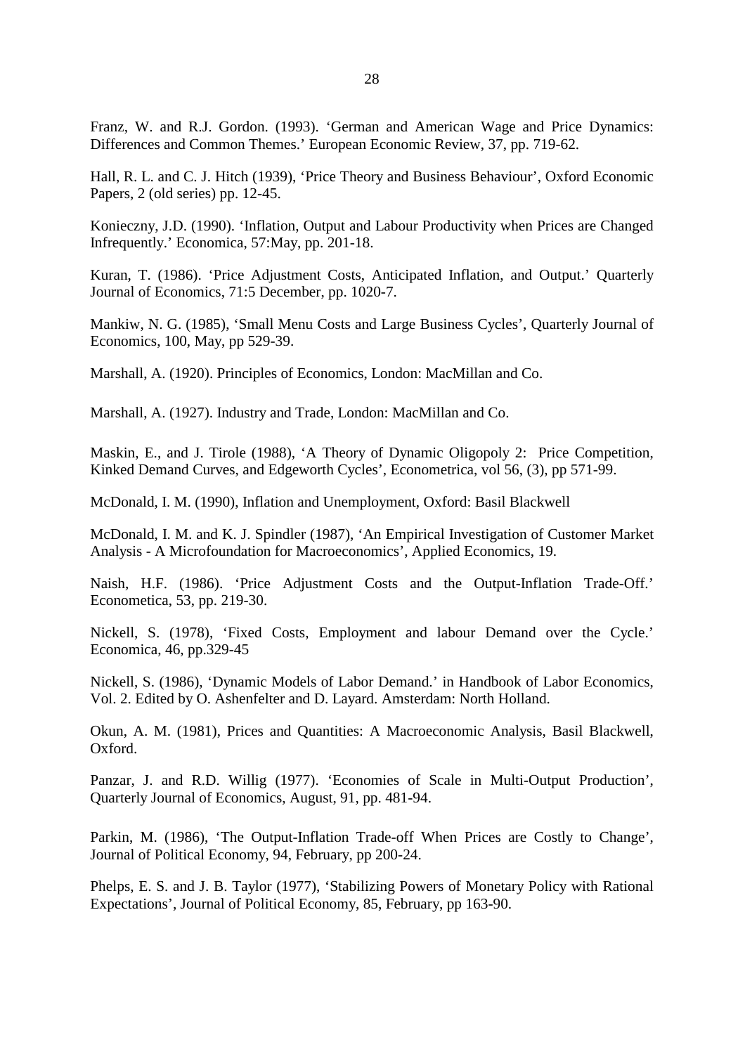Franz, W. and R.J. Gordon. (1993). 'German and American Wage and Price Dynamics: Differences and Common Themes.' European Economic Review, 37, pp. 719-62.

Hall, R. L. and C. J. Hitch (1939), 'Price Theory and Business Behaviour', Oxford Economic Papers, 2 (old series) pp. 12-45.

Konieczny, J.D. (1990). 'Inflation, Output and Labour Productivity when Prices are Changed Infrequently.' Economica, 57:May, pp. 201-18.

Kuran, T. (1986). 'Price Adjustment Costs, Anticipated Inflation, and Output.' Quarterly Journal of Economics, 71:5 December, pp. 1020-7.

Mankiw, N. G. (1985), 'Small Menu Costs and Large Business Cycles', Quarterly Journal of Economics, 100, May, pp 529-39.

Marshall, A. (1920). Principles of Economics, London: MacMillan and Co.

Marshall, A. (1927). Industry and Trade, London: MacMillan and Co.

Maskin, E., and J. Tirole (1988), 'A Theory of Dynamic Oligopoly 2: Price Competition, Kinked Demand Curves, and Edgeworth Cycles', Econometrica, vol 56, (3), pp 571-99.

McDonald, I. M. (1990), Inflation and Unemployment, Oxford: Basil Blackwell

McDonald, I. M. and K. J. Spindler (1987), 'An Empirical Investigation of Customer Market Analysis - A Microfoundation for Macroeconomics', Applied Economics, 19.

Naish, H.F. (1986). 'Price Adjustment Costs and the Output-Inflation Trade-Off.' Econometica, 53, pp. 219-30.

Nickell, S. (1978), 'Fixed Costs, Employment and labour Demand over the Cycle.' Economica, 46, pp.329-45

Nickell, S. (1986), 'Dynamic Models of Labor Demand.' in Handbook of Labor Economics, Vol. 2. Edited by O. Ashenfelter and D. Layard. Amsterdam: North Holland.

Okun, A. M. (1981), Prices and Quantities: A Macroeconomic Analysis, Basil Blackwell, Oxford.

Panzar, J. and R.D. Willig (1977). 'Economies of Scale in Multi-Output Production', Quarterly Journal of Economics, August, 91, pp. 481-94.

Parkin, M. (1986), 'The Output-Inflation Trade-off When Prices are Costly to Change', Journal of Political Economy, 94, February, pp 200-24.

Phelps, E. S. and J. B. Taylor (1977), 'Stabilizing Powers of Monetary Policy with Rational Expectations', Journal of Political Economy, 85, February, pp 163-90.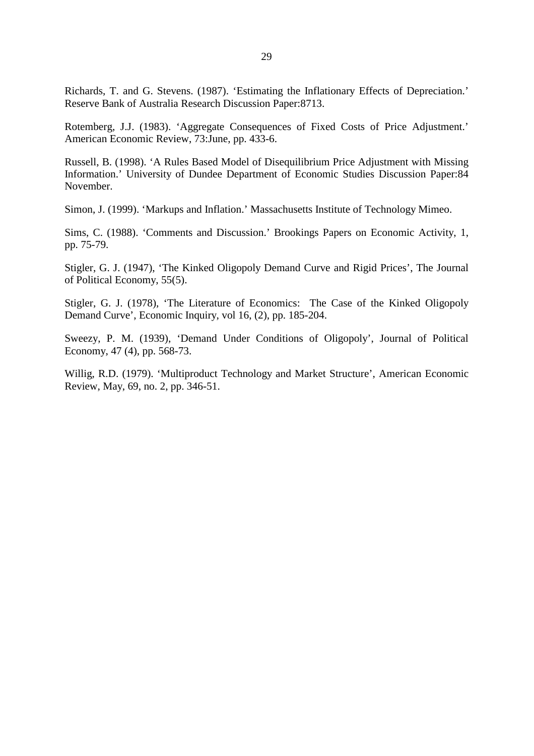Richards, T. and G. Stevens. (1987). 'Estimating the Inflationary Effects of Depreciation.' Reserve Bank of Australia Research Discussion Paper:8713.

Rotemberg, J.J. (1983). 'Aggregate Consequences of Fixed Costs of Price Adjustment.' American Economic Review, 73:June, pp. 433-6.

Russell, B. (1998). 'A Rules Based Model of Disequilibrium Price Adjustment with Missing Information.' University of Dundee Department of Economic Studies Discussion Paper:84 November.

Simon, J. (1999). 'Markups and Inflation.' Massachusetts Institute of Technology Mimeo.

Sims, C. (1988). 'Comments and Discussion.' Brookings Papers on Economic Activity, 1, pp. 75-79.

Stigler, G. J. (1947), 'The Kinked Oligopoly Demand Curve and Rigid Prices', The Journal of Political Economy, 55(5).

Stigler, G. J. (1978), 'The Literature of Economics: The Case of the Kinked Oligopoly Demand Curve', Economic Inquiry, vol 16, (2), pp. 185-204.

Sweezy, P. M. (1939), 'Demand Under Conditions of Oligopoly', Journal of Political Economy, 47 (4), pp. 568-73.

Willig, R.D. (1979). 'Multiproduct Technology and Market Structure', American Economic Review, May, 69, no. 2, pp. 346-51.